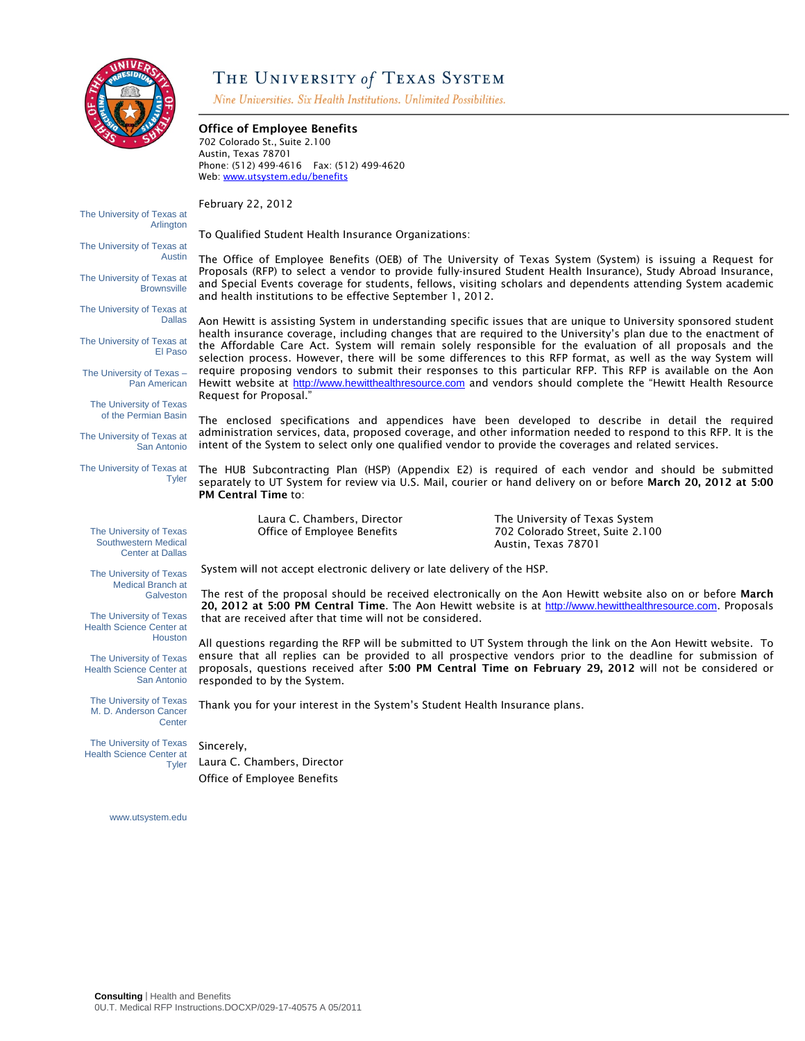# THE UNIVERSITY of TEXAS SYSTEM

*Nine Universities. Six Health Institutions. Unlimited Possibilities.*

**Office of Employee Benefits**
702 Colorado St., Suite 2.100
Austin, Texas 78701
Phone: (512) 499-4616 Fax: (512) 499-4620
Web: www.utsystem.edu/benefits

The University of Texas at Arlington
The University of Texas at Austin
The University of Texas at Brownsville
The University of Texas at Dallas
The University of Texas at El Paso
The University of Texas – Pan American
The University of Texas of the Permian Basin
The University of Texas at San Antonio
The University of Texas at Tyler
The University of Texas Southwestern Medical Center at Dallas
The University of Texas Medical Branch at Galveston
The University of Texas Health Science Center at Houston
The University of Texas Health Science Center at San Antonio
The University of Texas M. D. Anderson Cancer Center
The University of Texas Health Science Center at Tyler

www.utsystem.edu

February 22, 2012

To Qualified Student Health Insurance Organizations:

The Office of Employee Benefits (OEB) of The University of Texas System (System) is issuing a Request for Proposals (RFP) to select a vendor to provide fully-insured Student Health Insurance), Study Abroad Insurance, and Special Events coverage for students, fellows, visiting scholars and dependents attending System academic and health institutions to be effective September 1, 2012.

Aon Hewitt is assisting System in understanding specific issues that are unique to University sponsored student health insurance coverage, including changes that are required to the University's plan due to the enactment of the Affordable Care Act. System will remain solely responsible for the evaluation of all proposals and the selection process. However, there will be some differences to this RFP format, as well as the way System will require proposing vendors to submit their responses to this particular RFP. This RFP is available on the Aon Hewitt website at http://www.hewitthealthresource.com and vendors should complete the "Hewitt Health Resource Request for Proposal."

The enclosed specifications and appendices have been developed to describe in detail the required administration services, data, proposed coverage, and other information needed to respond to this RFP. It is the intent of the System to select only one qualified vendor to provide the coverages and related services.

The HUB Subcontracting Plan (HSP) (Appendix E2) is required of each vendor and should be submitted separately to UT System for review via U.S. Mail, courier or hand delivery on or before **March 20, 2012 at 5:00 PM Central Time** to:

Laura C. Chambers, Director
Office of Employee Benefits

The University of Texas System
702 Colorado Street, Suite 2.100
Austin, Texas 78701

System will not accept electronic delivery or late delivery of the HSP.

The rest of the proposal should be received electronically on the Aon Hewitt website also on or before **March 20, 2012 at 5:00 PM Central Time**. The Aon Hewitt website is at http://www.hewitthealthresource.com. Proposals that are received after that time will not be considered.

All questions regarding the RFP will be submitted to UT System through the link on the Aon Hewitt website. To ensure that all replies can be provided to all prospective vendors prior to the deadline for submission of proposals, questions received after **5:00 PM Central Time on February 29, 2012** will not be considered or responded to by the System.

Thank you for your interest in the System's Student Health Insurance plans.

Sincerely,
Laura C. Chambers, Director
Office of Employee Benefits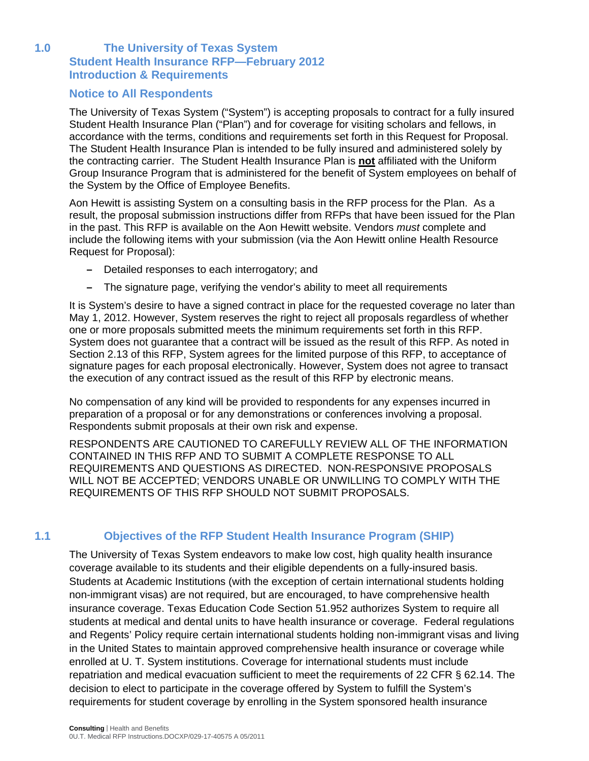## 1.0 The University of Texas System Student Health Insurance RFP—February 2012 Introduction & Requirements

### Notice to All Respondents

The University of Texas System ("System") is accepting proposals to contract for a fully insured Student Health Insurance Plan ("Plan") and for coverage for visiting scholars and fellows, in accordance with the terms, conditions and requirements set forth in this Request for Proposal. The Student Health Insurance Plan is intended to be fully insured and administered solely by the contracting carrier. The Student Health Insurance Plan is **not** affiliated with the Uniform Group Insurance Program that is administered for the benefit of System employees on behalf of the System by the Office of Employee Benefits.

Aon Hewitt is assisting System on a consulting basis in the RFP process for the Plan. As a result, the proposal submission instructions differ from RFPs that have been issued for the Plan in the past. This RFP is available on the Aon Hewitt website. Vendors *must* complete and include the following items with your submission (via the Aon Hewitt online Health Resource Request for Proposal):

- Detailed responses to each interrogatory; and
- The signature page, verifying the vendor's ability to meet all requirements

It is System's desire to have a signed contract in place for the requested coverage no later than May 1, 2012. However, System reserves the right to reject all proposals regardless of whether one or more proposals submitted meets the minimum requirements set forth in this RFP. System does not guarantee that a contract will be issued as the result of this RFP. As noted in Section 2.13 of this RFP, System agrees for the limited purpose of this RFP, to acceptance of signature pages for each proposal electronically. However, System does not agree to transact the execution of any contract issued as the result of this RFP by electronic means.

No compensation of any kind will be provided to respondents for any expenses incurred in preparation of a proposal or for any demonstrations or conferences involving a proposal. Respondents submit proposals at their own risk and expense.

RESPONDENTS ARE CAUTIONED TO CAREFULLY REVIEW ALL OF THE INFORMATION CONTAINED IN THIS RFP AND TO SUBMIT A COMPLETE RESPONSE TO ALL REQUIREMENTS AND QUESTIONS AS DIRECTED. NON-RESPONSIVE PROPOSALS WILL NOT BE ACCEPTED; VENDORS UNABLE OR UNWILLING TO COMPLY WITH THE REQUIREMENTS OF THIS RFP SHOULD NOT SUBMIT PROPOSALS.

## 1.1 Objectives of the RFP Student Health Insurance Program (SHIP)

The University of Texas System endeavors to make low cost, high quality health insurance coverage available to its students and their eligible dependents on a fully-insured basis. Students at Academic Institutions (with the exception of certain international students holding non-immigrant visas) are not required, but are encouraged, to have comprehensive health insurance coverage. Texas Education Code Section 51.952 authorizes System to require all students at medical and dental units to have health insurance or coverage. Federal regulations and Regents' Policy require certain international students holding non-immigrant visas and living in the United States to maintain approved comprehensive health insurance or coverage while enrolled at U. T. System institutions. Coverage for international students must include repatriation and medical evacuation sufficient to meet the requirements of 22 CFR § 62.14. The decision to elect to participate in the coverage offered by System to fulfill the System's requirements for student coverage by enrolling in the System sponsored health insurance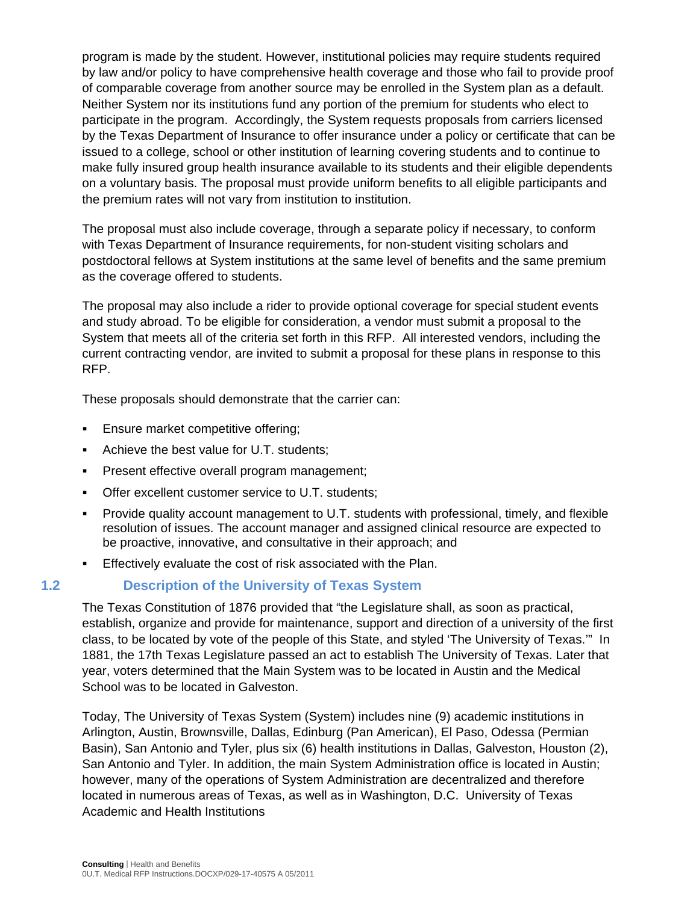program is made by the student. However, institutional policies may require students required by law and/or policy to have comprehensive health coverage and those who fail to provide proof of comparable coverage from another source may be enrolled in the System plan as a default. Neither System nor its institutions fund any portion of the premium for students who elect to participate in the program. Accordingly, the System requests proposals from carriers licensed by the Texas Department of Insurance to offer insurance under a policy or certificate that can be issued to a college, school or other institution of learning covering students and to continue to make fully insured group health insurance available to its students and their eligible dependents on a voluntary basis. The proposal must provide uniform benefits to all eligible participants and the premium rates will not vary from institution to institution.

The proposal must also include coverage, through a separate policy if necessary, to conform with Texas Department of Insurance requirements, for non-student visiting scholars and postdoctoral fellows at System institutions at the same level of benefits and the same premium as the coverage offered to students.

The proposal may also include a rider to provide optional coverage for special student events and study abroad. To be eligible for consideration, a vendor must submit a proposal to the System that meets all of the criteria set forth in this RFP. All interested vendors, including the current contracting vendor, are invited to submit a proposal for these plans in response to this RFP.

These proposals should demonstrate that the carrier can:

- Ensure market competitive offering;
- Achieve the best value for U.T. students;
- Present effective overall program management;
- Offer excellent customer service to U.T. students;
- Provide quality account management to U.T. students with professional, timely, and flexible resolution of issues. The account manager and assigned clinical resource are expected to be proactive, innovative, and consultative in their approach; and
- Effectively evaluate the cost of risk associated with the Plan.

## 1.2 Description of the University of Texas System

The Texas Constitution of 1876 provided that "the Legislature shall, as soon as practical, establish, organize and provide for maintenance, support and direction of a university of the first class, to be located by vote of the people of this State, and styled 'The University of Texas.'" In 1881, the 17th Texas Legislature passed an act to establish The University of Texas. Later that year, voters determined that the Main System was to be located in Austin and the Medical School was to be located in Galveston.

Today, The University of Texas System (System) includes nine (9) academic institutions in Arlington, Austin, Brownsville, Dallas, Edinburg (Pan American), El Paso, Odessa (Permian Basin), San Antonio and Tyler, plus six (6) health institutions in Dallas, Galveston, Houston (2), San Antonio and Tyler. In addition, the main System Administration office is located in Austin; however, many of the operations of System Administration are decentralized and therefore located in numerous areas of Texas, as well as in Washington, D.C. University of Texas Academic and Health Institutions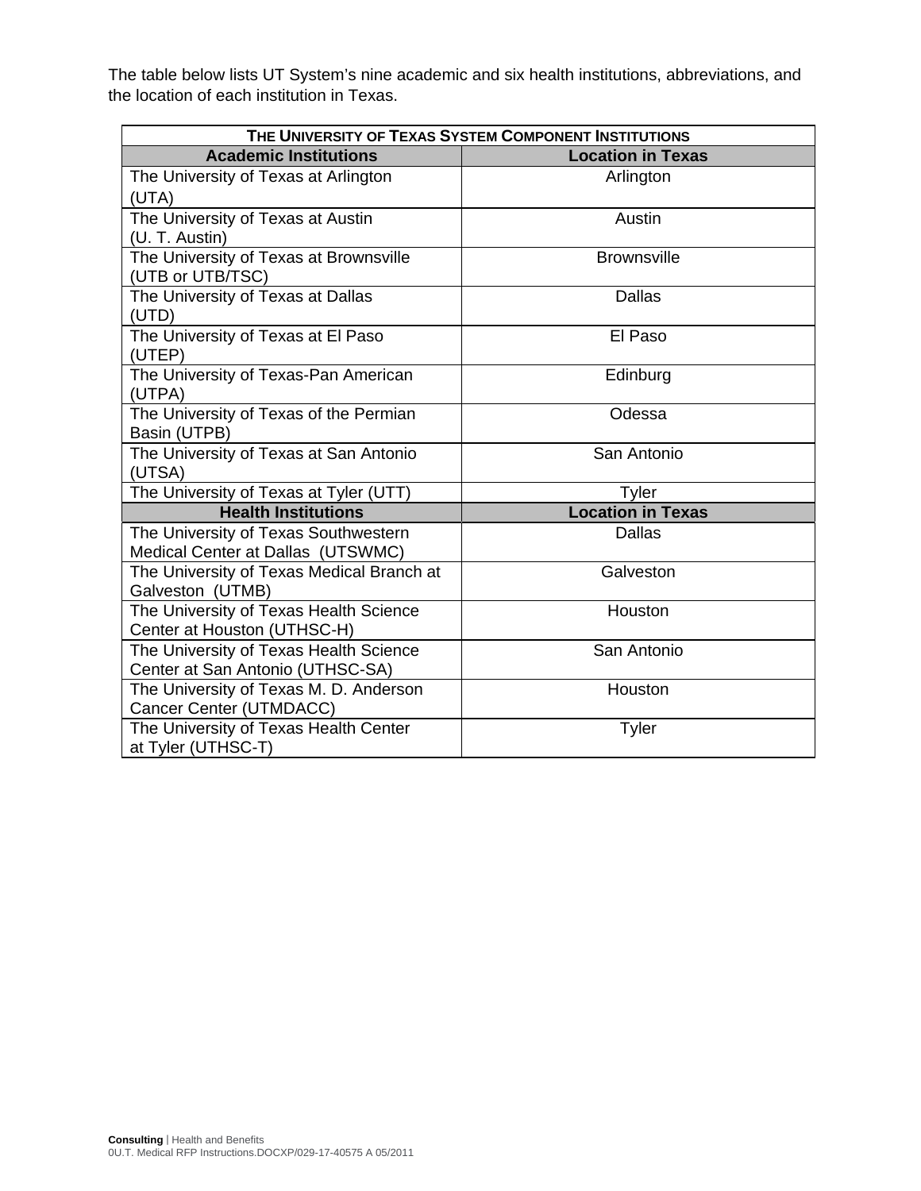The table below lists UT System's nine academic and six health institutions, abbreviations, and the location of each institution in Texas.

| THE UNIVERSITY OF TEXAS SYSTEM COMPONENT INSTITUTIONS | |
|---|---|
| **Academic Institutions** | **Location in Texas** |
| The University of Texas at Arlington (UTA) | Arlington |
| The University of Texas at Austin (U. T. Austin) | Austin |
| The University of Texas at Brownsville (UTB or UTB/TSC) | Brownsville |
| The University of Texas at Dallas (UTD) | Dallas |
| The University of Texas at El Paso (UTEP) | El Paso |
| The University of Texas-Pan American (UTPA) | Edinburg |
| The University of Texas of the Permian Basin (UTPB) | Odessa |
| The University of Texas at San Antonio (UTSA) | San Antonio |
| The University of Texas at Tyler (UTT) | Tyler |
| **Health Institutions** | **Location in Texas** |
| The University of Texas Southwestern Medical Center at Dallas (UTSWMC) | Dallas |
| The University of Texas Medical Branch at Galveston (UTMB) | Galveston |
| The University of Texas Health Science Center at Houston (UTHSC-H) | Houston |
| The University of Texas Health Science Center at San Antonio (UTHSC-SA) | San Antonio |
| The University of Texas M. D. Anderson Cancer Center (UTMDACC) | Houston |
| The University of Texas Health Center at Tyler (UTHSC-T) | Tyler |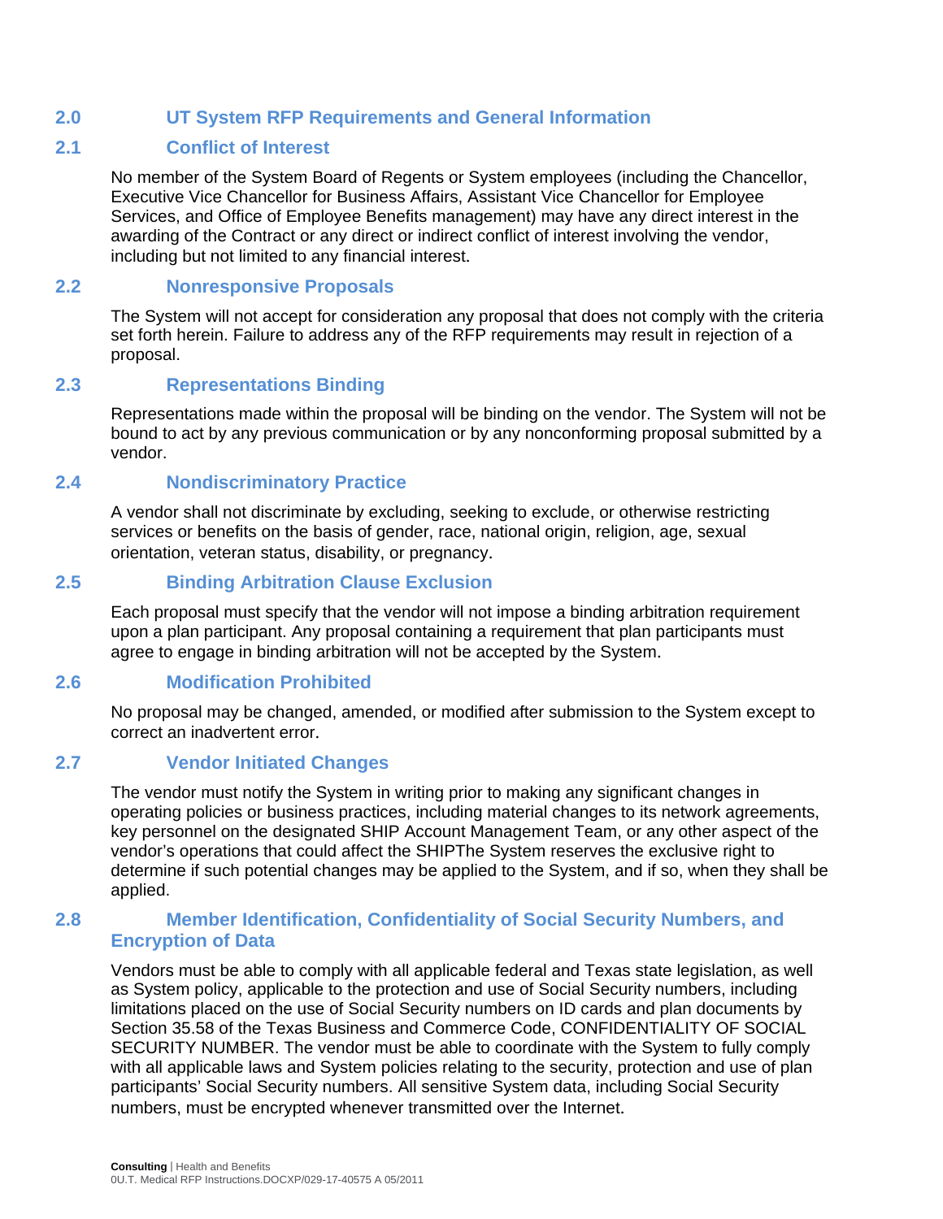## 2.0 UT System RFP Requirements and General Information

### 2.1 Conflict of Interest

No member of the System Board of Regents or System employees (including the Chancellor, Executive Vice Chancellor for Business Affairs, Assistant Vice Chancellor for Employee Services, and Office of Employee Benefits management) may have any direct interest in the awarding of the Contract or any direct or indirect conflict of interest involving the vendor, including but not limited to any financial interest.

### 2.2 Nonresponsive Proposals

The System will not accept for consideration any proposal that does not comply with the criteria set forth herein. Failure to address any of the RFP requirements may result in rejection of a proposal.

### 2.3 Representations Binding

Representations made within the proposal will be binding on the vendor. The System will not be bound to act by any previous communication or by any nonconforming proposal submitted by a vendor.

### 2.4 Nondiscriminatory Practice

A vendor shall not discriminate by excluding, seeking to exclude, or otherwise restricting services or benefits on the basis of gender, race, national origin, religion, age, sexual orientation, veteran status, disability, or pregnancy.

### 2.5 Binding Arbitration Clause Exclusion

Each proposal must specify that the vendor will not impose a binding arbitration requirement upon a plan participant. Any proposal containing a requirement that plan participants must agree to engage in binding arbitration will not be accepted by the System.

### 2.6 Modification Prohibited

No proposal may be changed, amended, or modified after submission to the System except to correct an inadvertent error.

### 2.7 Vendor Initiated Changes

The vendor must notify the System in writing prior to making any significant changes in operating policies or business practices, including material changes to its network agreements, key personnel on the designated SHIP Account Management Team, or any other aspect of the vendor's operations that could affect the SHIPThe System reserves the exclusive right to determine if such potential changes may be applied to the System, and if so, when they shall be applied.

### 2.8 Member Identification, Confidentiality of Social Security Numbers, and Encryption of Data

Vendors must be able to comply with all applicable federal and Texas state legislation, as well as System policy, applicable to the protection and use of Social Security numbers, including limitations placed on the use of Social Security numbers on ID cards and plan documents by Section 35.58 of the Texas Business and Commerce Code, CONFIDENTIALITY OF SOCIAL SECURITY NUMBER. The vendor must be able to coordinate with the System to fully comply with all applicable laws and System policies relating to the security, protection and use of plan participants' Social Security numbers. All sensitive System data, including Social Security numbers, must be encrypted whenever transmitted over the Internet.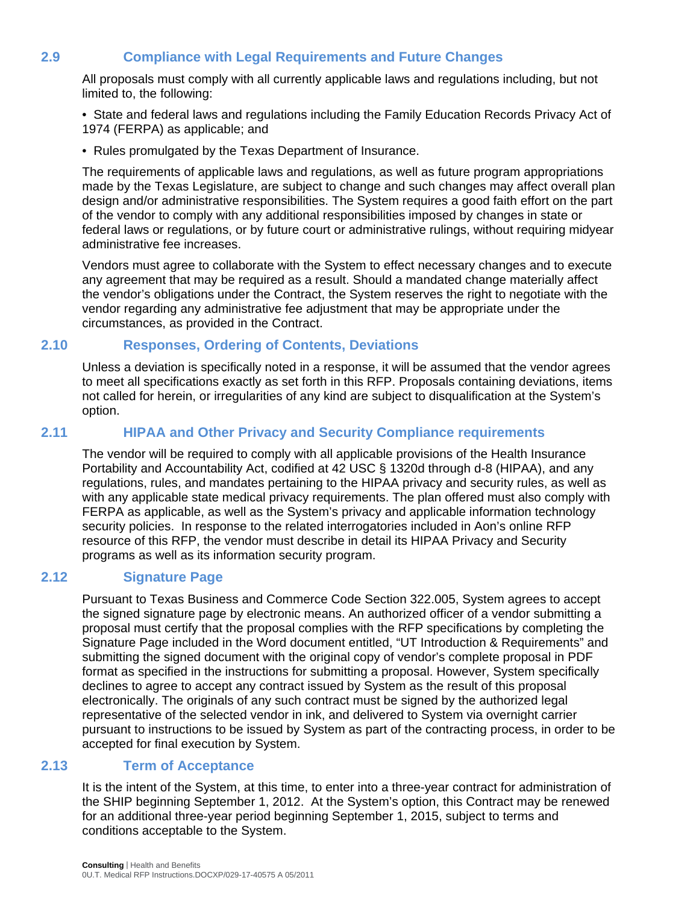## 2.9 Compliance with Legal Requirements and Future Changes

All proposals must comply with all currently applicable laws and regulations including, but not limited to, the following:

- State and federal laws and regulations including the Family Education Records Privacy Act of 1974 (FERPA) as applicable; and
- Rules promulgated by the Texas Department of Insurance.

The requirements of applicable laws and regulations, as well as future program appropriations made by the Texas Legislature, are subject to change and such changes may affect overall plan design and/or administrative responsibilities. The System requires a good faith effort on the part of the vendor to comply with any additional responsibilities imposed by changes in state or federal laws or regulations, or by future court or administrative rulings, without requiring midyear administrative fee increases.

Vendors must agree to collaborate with the System to effect necessary changes and to execute any agreement that may be required as a result. Should a mandated change materially affect the vendor's obligations under the Contract, the System reserves the right to negotiate with the vendor regarding any administrative fee adjustment that may be appropriate under the circumstances, as provided in the Contract.

## 2.10 Responses, Ordering of Contents, Deviations

Unless a deviation is specifically noted in a response, it will be assumed that the vendor agrees to meet all specifications exactly as set forth in this RFP. Proposals containing deviations, items not called for herein, or irregularities of any kind are subject to disqualification at the System's option.

## 2.11 HIPAA and Other Privacy and Security Compliance requirements

The vendor will be required to comply with all applicable provisions of the Health Insurance Portability and Accountability Act, codified at 42 USC § 1320d through d-8 (HIPAA), and any regulations, rules, and mandates pertaining to the HIPAA privacy and security rules, as well as with any applicable state medical privacy requirements. The plan offered must also comply with FERPA as applicable, as well as the System's privacy and applicable information technology security policies. In response to the related interrogatories included in Aon's online RFP resource of this RFP, the vendor must describe in detail its HIPAA Privacy and Security programs as well as its information security program.

## 2.12 Signature Page

Pursuant to Texas Business and Commerce Code Section 322.005, System agrees to accept the signed signature page by electronic means. An authorized officer of a vendor submitting a proposal must certify that the proposal complies with the RFP specifications by completing the Signature Page included in the Word document entitled, "UT Introduction & Requirements" and submitting the signed document with the original copy of vendor's complete proposal in PDF format as specified in the instructions for submitting a proposal. However, System specifically declines to agree to accept any contract issued by System as the result of this proposal electronically. The originals of any such contract must be signed by the authorized legal representative of the selected vendor in ink, and delivered to System via overnight carrier pursuant to instructions to be issued by System as part of the contracting process, in order to be accepted for final execution by System.

## 2.13 Term of Acceptance

It is the intent of the System, at this time, to enter into a three-year contract for administration of the SHIP beginning September 1, 2012. At the System's option, this Contract may be renewed for an additional three-year period beginning September 1, 2015, subject to terms and conditions acceptable to the System.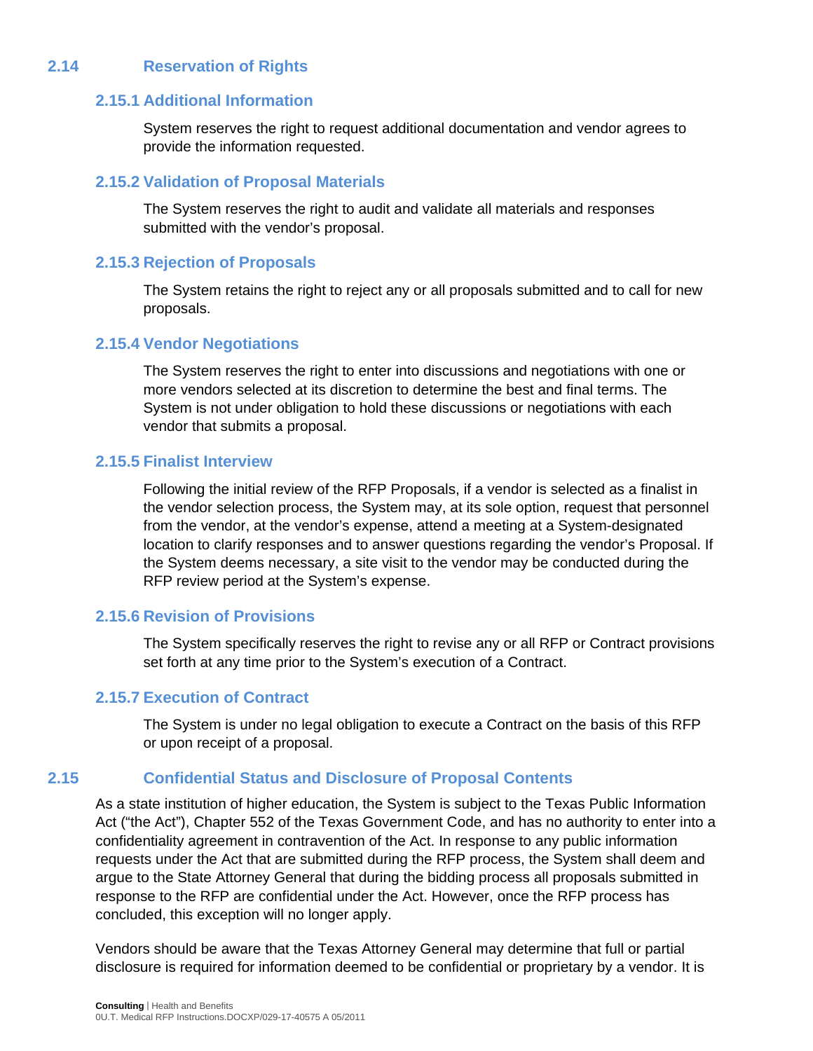## 2.14 Reservation of Rights

### 2.15.1 Additional Information

System reserves the right to request additional documentation and vendor agrees to provide the information requested.

### 2.15.2 Validation of Proposal Materials

The System reserves the right to audit and validate all materials and responses submitted with the vendor's proposal.

### 2.15.3 Rejection of Proposals

The System retains the right to reject any or all proposals submitted and to call for new proposals.

### 2.15.4 Vendor Negotiations

The System reserves the right to enter into discussions and negotiations with one or more vendors selected at its discretion to determine the best and final terms. The System is not under obligation to hold these discussions or negotiations with each vendor that submits a proposal.

### 2.15.5 Finalist Interview

Following the initial review of the RFP Proposals, if a vendor is selected as a finalist in the vendor selection process, the System may, at its sole option, request that personnel from the vendor, at the vendor's expense, attend a meeting at a System-designated location to clarify responses and to answer questions regarding the vendor's Proposal. If the System deems necessary, a site visit to the vendor may be conducted during the RFP review period at the System's expense.

### 2.15.6 Revision of Provisions

The System specifically reserves the right to revise any or all RFP or Contract provisions set forth at any time prior to the System's execution of a Contract.

### 2.15.7 Execution of Contract

The System is under no legal obligation to execute a Contract on the basis of this RFP or upon receipt of a proposal.

## 2.15 Confidential Status and Disclosure of Proposal Contents

As a state institution of higher education, the System is subject to the Texas Public Information Act ("the Act"), Chapter 552 of the Texas Government Code, and has no authority to enter into a confidentiality agreement in contravention of the Act. In response to any public information requests under the Act that are submitted during the RFP process, the System shall deem and argue to the State Attorney General that during the bidding process all proposals submitted in response to the RFP are confidential under the Act. However, once the RFP process has concluded, this exception will no longer apply.

Vendors should be aware that the Texas Attorney General may determine that full or partial disclosure is required for information deemed to be confidential or proprietary by a vendor. It is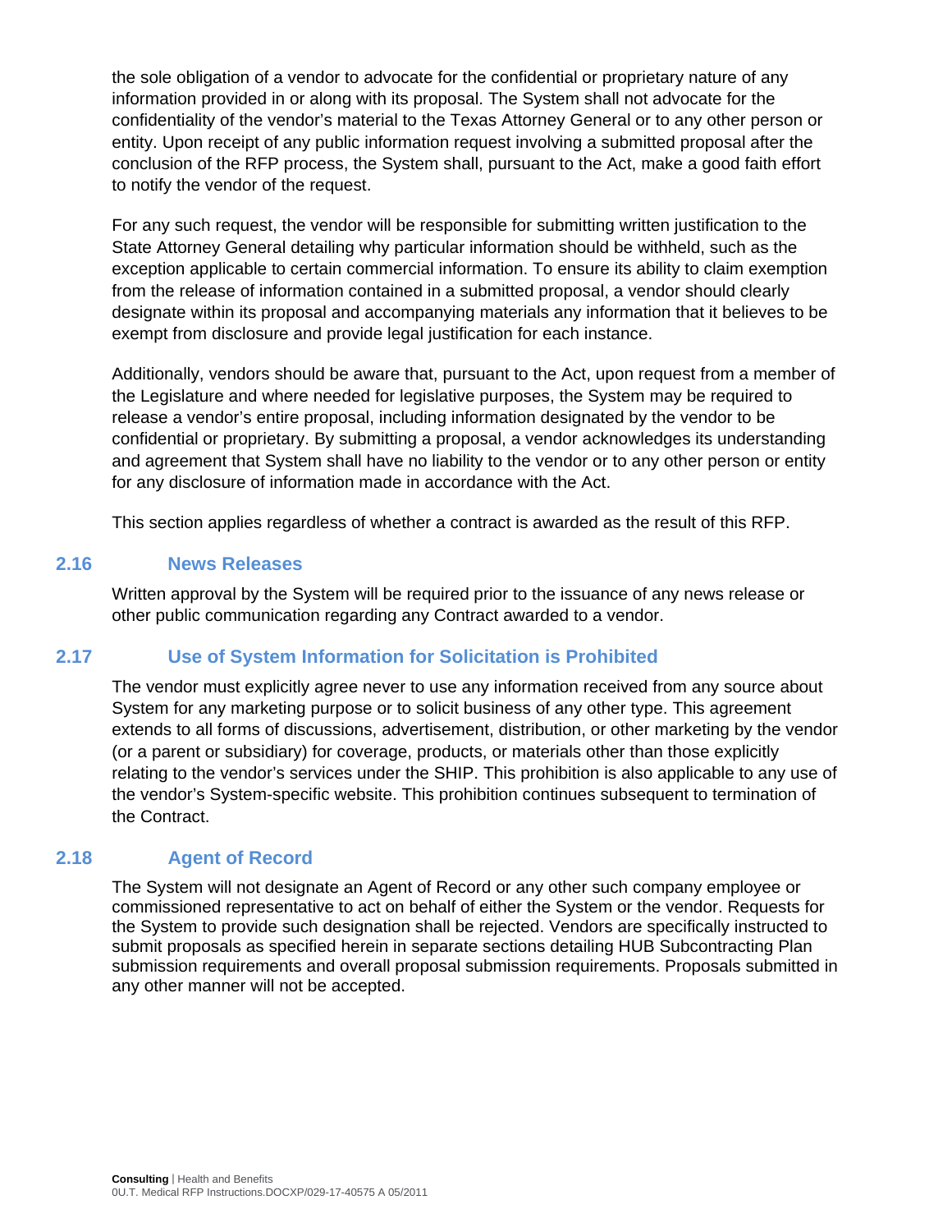the sole obligation of a vendor to advocate for the confidential or proprietary nature of any information provided in or along with its proposal. The System shall not advocate for the confidentiality of the vendor's material to the Texas Attorney General or to any other person or entity. Upon receipt of any public information request involving a submitted proposal after the conclusion of the RFP process, the System shall, pursuant to the Act, make a good faith effort to notify the vendor of the request.

For any such request, the vendor will be responsible for submitting written justification to the State Attorney General detailing why particular information should be withheld, such as the exception applicable to certain commercial information. To ensure its ability to claim exemption from the release of information contained in a submitted proposal, a vendor should clearly designate within its proposal and accompanying materials any information that it believes to be exempt from disclosure and provide legal justification for each instance.

Additionally, vendors should be aware that, pursuant to the Act, upon request from a member of the Legislature and where needed for legislative purposes, the System may be required to release a vendor's entire proposal, including information designated by the vendor to be confidential or proprietary. By submitting a proposal, a vendor acknowledges its understanding and agreement that System shall have no liability to the vendor or to any other person or entity for any disclosure of information made in accordance with the Act.

This section applies regardless of whether a contract is awarded as the result of this RFP.

## 2.16 News Releases

Written approval by the System will be required prior to the issuance of any news release or other public communication regarding any Contract awarded to a vendor.

## 2.17 Use of System Information for Solicitation is Prohibited

The vendor must explicitly agree never to use any information received from any source about System for any marketing purpose or to solicit business of any other type. This agreement extends to all forms of discussions, advertisement, distribution, or other marketing by the vendor (or a parent or subsidiary) for coverage, products, or materials other than those explicitly relating to the vendor's services under the SHIP. This prohibition is also applicable to any use of the vendor's System-specific website. This prohibition continues subsequent to termination of the Contract.

## 2.18 Agent of Record

The System will not designate an Agent of Record or any other such company employee or commissioned representative to act on behalf of either the System or the vendor. Requests for the System to provide such designation shall be rejected. Vendors are specifically instructed to submit proposals as specified herein in separate sections detailing HUB Subcontracting Plan submission requirements and overall proposal submission requirements. Proposals submitted in any other manner will not be accepted.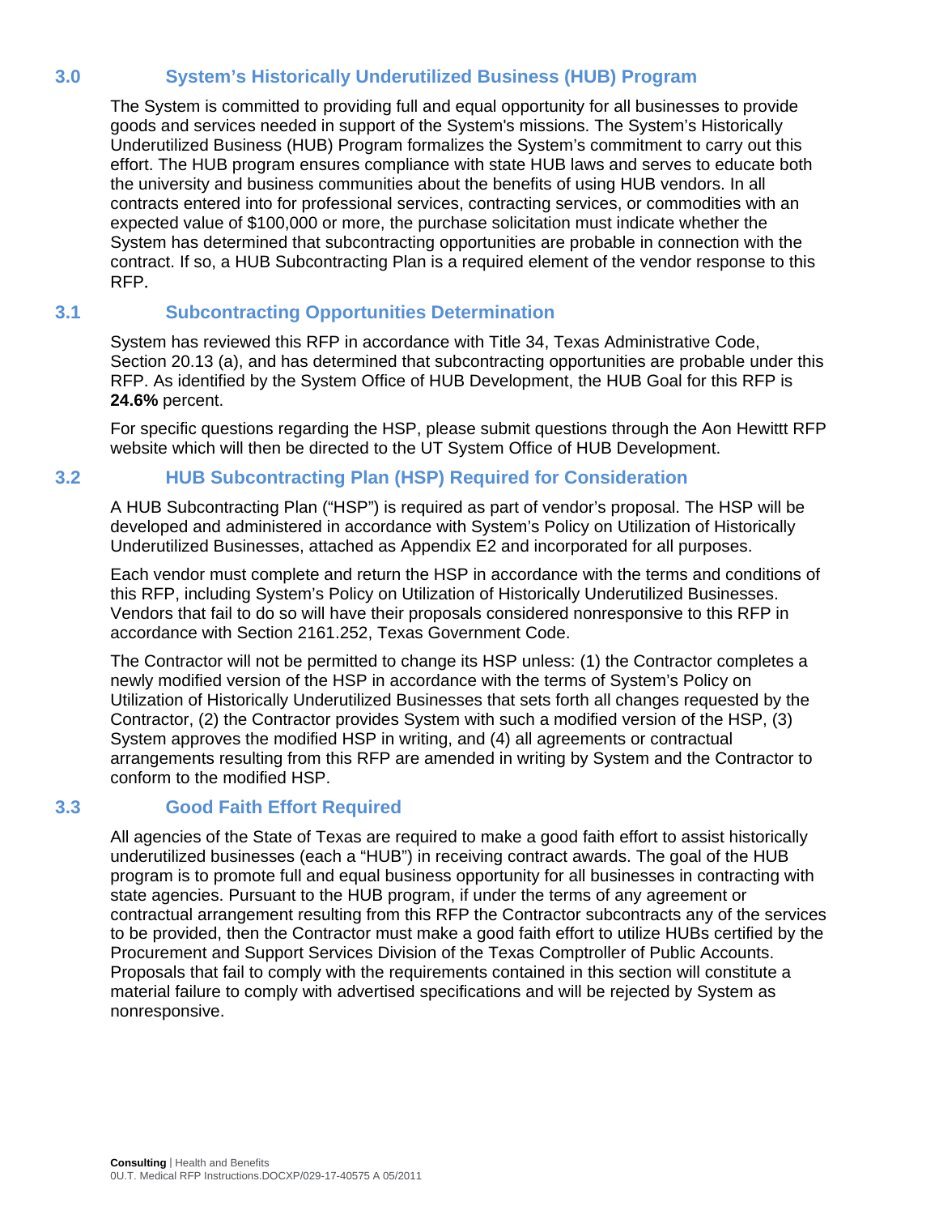## 3.0 System's Historically Underutilized Business (HUB) Program

The System is committed to providing full and equal opportunity for all businesses to provide goods and services needed in support of the System's missions. The System's Historically Underutilized Business (HUB) Program formalizes the System's commitment to carry out this effort. The HUB program ensures compliance with state HUB laws and serves to educate both the university and business communities about the benefits of using HUB vendors. In all contracts entered into for professional services, contracting services, or commodities with an expected value of $100,000 or more, the purchase solicitation must indicate whether the System has determined that subcontracting opportunities are probable in connection with the contract. If so, a HUB Subcontracting Plan is a required element of the vendor response to this RFP.

## 3.1 Subcontracting Opportunities Determination

System has reviewed this RFP in accordance with Title 34, Texas Administrative Code, Section 20.13 (a), and has determined that subcontracting opportunities are probable under this RFP. As identified by the System Office of HUB Development, the HUB Goal for this RFP is **24.6%** percent.

For specific questions regarding the HSP, please submit questions through the Aon Hewittt RFP website which will then be directed to the UT System Office of HUB Development.

## 3.2 HUB Subcontracting Plan (HSP) Required for Consideration

A HUB Subcontracting Plan ("HSP") is required as part of vendor's proposal. The HSP will be developed and administered in accordance with System's Policy on Utilization of Historically Underutilized Businesses, attached as Appendix E2 and incorporated for all purposes.

Each vendor must complete and return the HSP in accordance with the terms and conditions of this RFP, including System's Policy on Utilization of Historically Underutilized Businesses. Vendors that fail to do so will have their proposals considered nonresponsive to this RFP in accordance with Section 2161.252, Texas Government Code.

The Contractor will not be permitted to change its HSP unless: (1) the Contractor completes a newly modified version of the HSP in accordance with the terms of System's Policy on Utilization of Historically Underutilized Businesses that sets forth all changes requested by the Contractor, (2) the Contractor provides System with such a modified version of the HSP, (3) System approves the modified HSP in writing, and (4) all agreements or contractual arrangements resulting from this RFP are amended in writing by System and the Contractor to conform to the modified HSP.

## 3.3 Good Faith Effort Required

All agencies of the State of Texas are required to make a good faith effort to assist historically underutilized businesses (each a "HUB") in receiving contract awards. The goal of the HUB program is to promote full and equal business opportunity for all businesses in contracting with state agencies. Pursuant to the HUB program, if under the terms of any agreement or contractual arrangement resulting from this RFP the Contractor subcontracts any of the services to be provided, then the Contractor must make a good faith effort to utilize HUBs certified by the Procurement and Support Services Division of the Texas Comptroller of Public Accounts. Proposals that fail to comply with the requirements contained in this section will constitute a material failure to comply with advertised specifications and will be rejected by System as nonresponsive.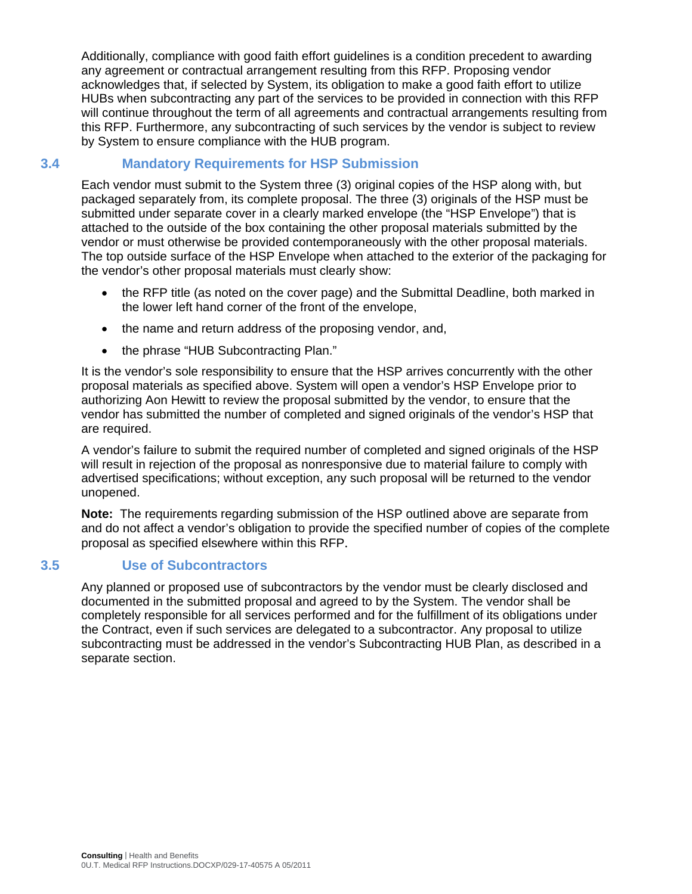Additionally, compliance with good faith effort guidelines is a condition precedent to awarding any agreement or contractual arrangement resulting from this RFP. Proposing vendor acknowledges that, if selected by System, its obligation to make a good faith effort to utilize HUBs when subcontracting any part of the services to be provided in connection with this RFP will continue throughout the term of all agreements and contractual arrangements resulting from this RFP. Furthermore, any subcontracting of such services by the vendor is subject to review by System to ensure compliance with the HUB program.

## 3.4 Mandatory Requirements for HSP Submission

Each vendor must submit to the System three (3) original copies of the HSP along with, but packaged separately from, its complete proposal. The three (3) originals of the HSP must be submitted under separate cover in a clearly marked envelope (the "HSP Envelope") that is attached to the outside of the box containing the other proposal materials submitted by the vendor or must otherwise be provided contemporaneously with the other proposal materials. The top outside surface of the HSP Envelope when attached to the exterior of the packaging for the vendor's other proposal materials must clearly show:

- the RFP title (as noted on the cover page) and the Submittal Deadline, both marked in the lower left hand corner of the front of the envelope,
- the name and return address of the proposing vendor, and,
- the phrase "HUB Subcontracting Plan."

It is the vendor's sole responsibility to ensure that the HSP arrives concurrently with the other proposal materials as specified above. System will open a vendor's HSP Envelope prior to authorizing Aon Hewitt to review the proposal submitted by the vendor, to ensure that the vendor has submitted the number of completed and signed originals of the vendor's HSP that are required.

A vendor's failure to submit the required number of completed and signed originals of the HSP will result in rejection of the proposal as nonresponsive due to material failure to comply with advertised specifications; without exception, any such proposal will be returned to the vendor unopened.

**Note:** The requirements regarding submission of the HSP outlined above are separate from and do not affect a vendor's obligation to provide the specified number of copies of the complete proposal as specified elsewhere within this RFP.

## 3.5 Use of Subcontractors

Any planned or proposed use of subcontractors by the vendor must be clearly disclosed and documented in the submitted proposal and agreed to by the System. The vendor shall be completely responsible for all services performed and for the fulfillment of its obligations under the Contract, even if such services are delegated to a subcontractor. Any proposal to utilize subcontracting must be addressed in the vendor's Subcontracting HUB Plan, as described in a separate section.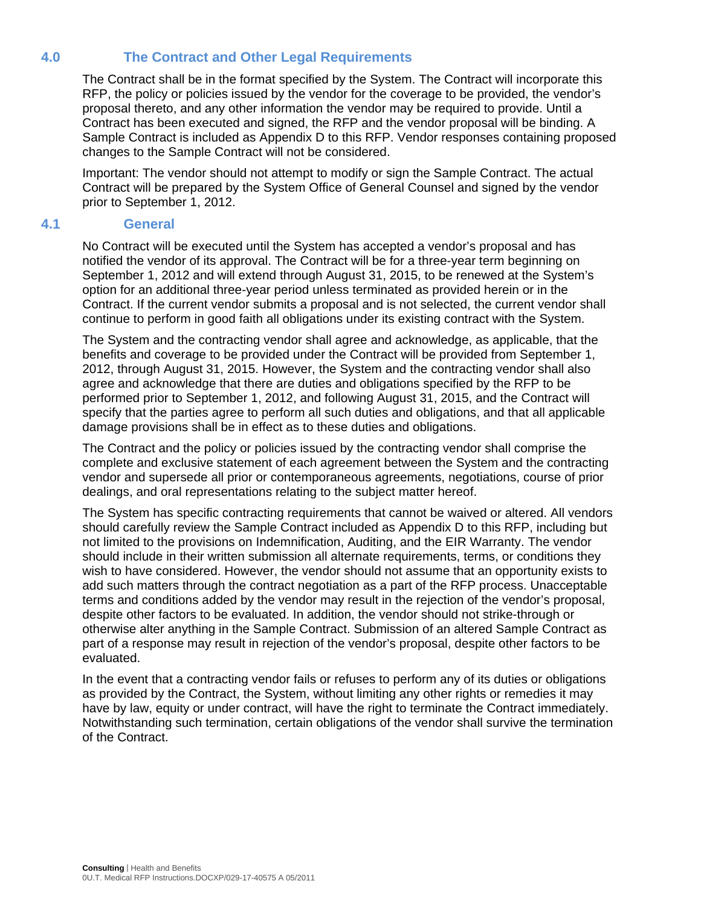## 4.0 The Contract and Other Legal Requirements

The Contract shall be in the format specified by the System. The Contract will incorporate this RFP, the policy or policies issued by the vendor for the coverage to be provided, the vendor's proposal thereto, and any other information the vendor may be required to provide. Until a Contract has been executed and signed, the RFP and the vendor proposal will be binding. A Sample Contract is included as Appendix D to this RFP. Vendor responses containing proposed changes to the Sample Contract will not be considered.

Important: The vendor should not attempt to modify or sign the Sample Contract. The actual Contract will be prepared by the System Office of General Counsel and signed by the vendor prior to September 1, 2012.

## 4.1 General

No Contract will be executed until the System has accepted a vendor's proposal and has notified the vendor of its approval. The Contract will be for a three-year term beginning on September 1, 2012 and will extend through August 31, 2015, to be renewed at the System's option for an additional three-year period unless terminated as provided herein or in the Contract. If the current vendor submits a proposal and is not selected, the current vendor shall continue to perform in good faith all obligations under its existing contract with the System.

The System and the contracting vendor shall agree and acknowledge, as applicable, that the benefits and coverage to be provided under the Contract will be provided from September 1, 2012, through August 31, 2015. However, the System and the contracting vendor shall also agree and acknowledge that there are duties and obligations specified by the RFP to be performed prior to September 1, 2012, and following August 31, 2015, and the Contract will specify that the parties agree to perform all such duties and obligations, and that all applicable damage provisions shall be in effect as to these duties and obligations.

The Contract and the policy or policies issued by the contracting vendor shall comprise the complete and exclusive statement of each agreement between the System and the contracting vendor and supersede all prior or contemporaneous agreements, negotiations, course of prior dealings, and oral representations relating to the subject matter hereof.

The System has specific contracting requirements that cannot be waived or altered. All vendors should carefully review the Sample Contract included as Appendix D to this RFP, including but not limited to the provisions on Indemnification, Auditing, and the EIR Warranty. The vendor should include in their written submission all alternate requirements, terms, or conditions they wish to have considered. However, the vendor should not assume that an opportunity exists to add such matters through the contract negotiation as a part of the RFP process. Unacceptable terms and conditions added by the vendor may result in the rejection of the vendor's proposal, despite other factors to be evaluated. In addition, the vendor should not strike-through or otherwise alter anything in the Sample Contract. Submission of an altered Sample Contract as part of a response may result in rejection of the vendor's proposal, despite other factors to be evaluated.

In the event that a contracting vendor fails or refuses to perform any of its duties or obligations as provided by the Contract, the System, without limiting any other rights or remedies it may have by law, equity or under contract, will have the right to terminate the Contract immediately. Notwithstanding such termination, certain obligations of the vendor shall survive the termination of the Contract.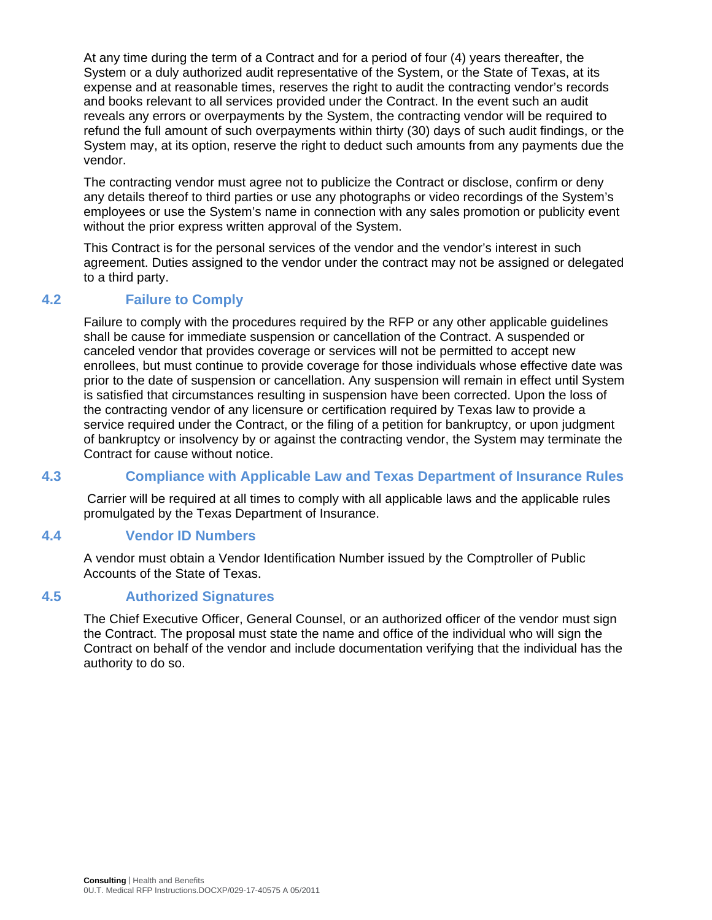At any time during the term of a Contract and for a period of four (4) years thereafter, the System or a duly authorized audit representative of the System, or the State of Texas, at its expense and at reasonable times, reserves the right to audit the contracting vendor's records and books relevant to all services provided under the Contract. In the event such an audit reveals any errors or overpayments by the System, the contracting vendor will be required to refund the full amount of such overpayments within thirty (30) days of such audit findings, or the System may, at its option, reserve the right to deduct such amounts from any payments due the vendor.

The contracting vendor must agree not to publicize the Contract or disclose, confirm or deny any details thereof to third parties or use any photographs or video recordings of the System's employees or use the System's name in connection with any sales promotion or publicity event without the prior express written approval of the System.

This Contract is for the personal services of the vendor and the vendor's interest in such agreement. Duties assigned to the vendor under the contract may not be assigned or delegated to a third party.

### 4.2 Failure to Comply

Failure to comply with the procedures required by the RFP or any other applicable guidelines shall be cause for immediate suspension or cancellation of the Contract. A suspended or canceled vendor that provides coverage or services will not be permitted to accept new enrollees, but must continue to provide coverage for those individuals whose effective date was prior to the date of suspension or cancellation. Any suspension will remain in effect until System is satisfied that circumstances resulting in suspension have been corrected. Upon the loss of the contracting vendor of any licensure or certification required by Texas law to provide a service required under the Contract, or the filing of a petition for bankruptcy, or upon judgment of bankruptcy or insolvency by or against the contracting vendor, the System may terminate the Contract for cause without notice.

### 4.3 Compliance with Applicable Law and Texas Department of Insurance Rules

Carrier will be required at all times to comply with all applicable laws and the applicable rules promulgated by the Texas Department of Insurance.

### 4.4 Vendor ID Numbers

A vendor must obtain a Vendor Identification Number issued by the Comptroller of Public Accounts of the State of Texas.

### 4.5 Authorized Signatures

The Chief Executive Officer, General Counsel, or an authorized officer of the vendor must sign the Contract. The proposal must state the name and office of the individual who will sign the Contract on behalf of the vendor and include documentation verifying that the individual has the authority to do so.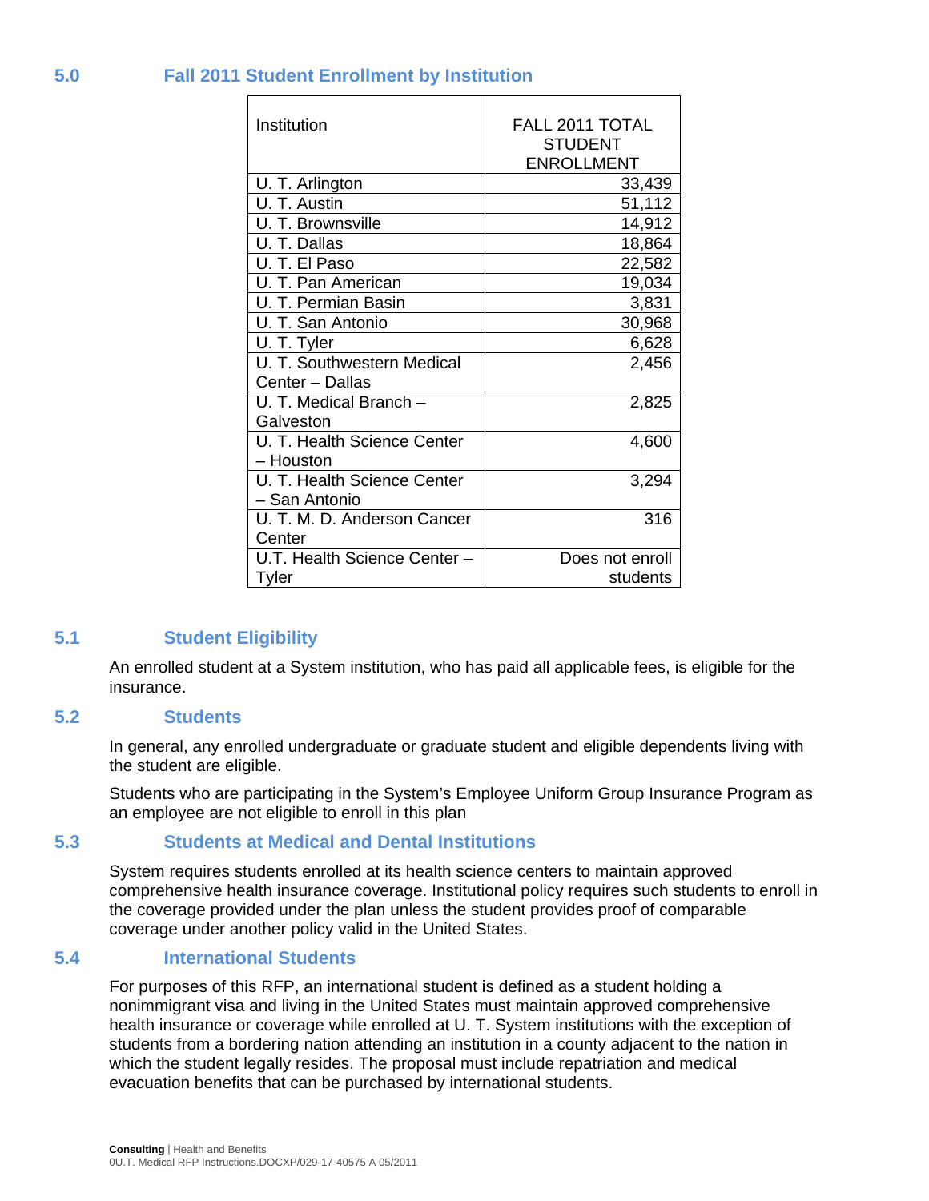## 5.0 Fall 2011 Student Enrollment by Institution

| Institution | FALL 2011 TOTAL STUDENT ENROLLMENT |
|---|---:|
| U. T. Arlington | 33,439 |
| U. T. Austin | 51,112 |
| U. T. Brownsville | 14,912 |
| U. T. Dallas | 18,864 |
| U. T. El Paso | 22,582 |
| U. T. Pan American | 19,034 |
| U. T. Permian Basin | 3,831 |
| U. T. San Antonio | 30,968 |
| U. T. Tyler | 6,628 |
| U. T. Southwestern Medical Center – Dallas | 2,456 |
| U. T. Medical Branch – Galveston | 2,825 |
| U. T. Health Science Center – Houston | 4,600 |
| U. T. Health Science Center – San Antonio | 3,294 |
| U. T. M. D. Anderson Cancer Center | 316 |
| U.T. Health Science Center – Tyler | Does not enroll students |

## 5.1 Student Eligibility

An enrolled student at a System institution, who has paid all applicable fees, is eligible for the insurance.

## 5.2 Students

In general, any enrolled undergraduate or graduate student and eligible dependents living with the student are eligible.

Students who are participating in the System's Employee Uniform Group Insurance Program as an employee are not eligible to enroll in this plan

## 5.3 Students at Medical and Dental Institutions

System requires students enrolled at its health science centers to maintain approved comprehensive health insurance coverage. Institutional policy requires such students to enroll in the coverage provided under the plan unless the student provides proof of comparable coverage under another policy valid in the United States.

## 5.4 International Students

For purposes of this RFP, an international student is defined as a student holding a nonimmigrant visa and living in the United States must maintain approved comprehensive health insurance or coverage while enrolled at U. T. System institutions with the exception of students from a bordering nation attending an institution in a county adjacent to the nation in which the student legally resides. The proposal must include repatriation and medical evacuation benefits that can be purchased by international students.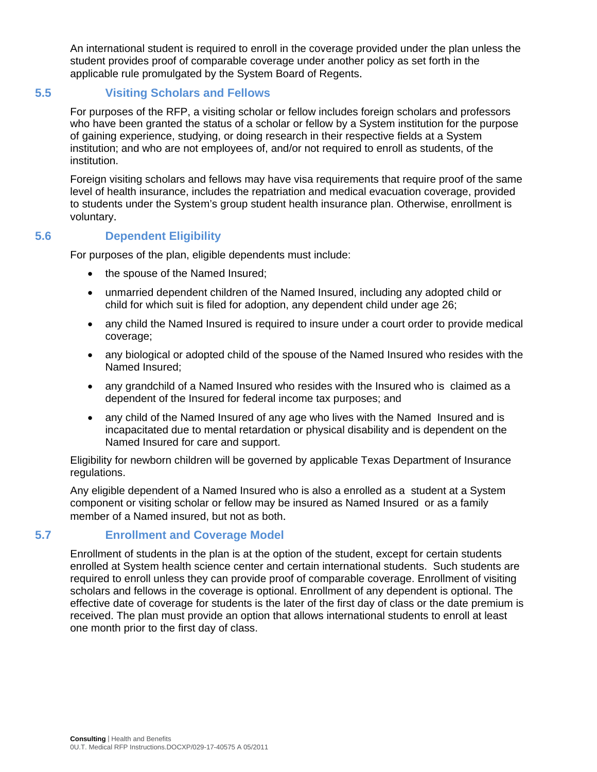An international student is required to enroll in the coverage provided under the plan unless the student provides proof of comparable coverage under another policy as set forth in the applicable rule promulgated by the System Board of Regents.

## 5.5 Visiting Scholars and Fellows

For purposes of the RFP, a visiting scholar or fellow includes foreign scholars and professors who have been granted the status of a scholar or fellow by a System institution for the purpose of gaining experience, studying, or doing research in their respective fields at a System institution; and who are not employees of, and/or not required to enroll as students, of the institution.

Foreign visiting scholars and fellows may have visa requirements that require proof of the same level of health insurance, includes the repatriation and medical evacuation coverage, provided to students under the System's group student health insurance plan. Otherwise, enrollment is voluntary.

## 5.6 Dependent Eligibility

For purposes of the plan, eligible dependents must include:

- the spouse of the Named Insured;
- unmarried dependent children of the Named Insured, including any adopted child or child for which suit is filed for adoption, any dependent child under age 26;
- any child the Named Insured is required to insure under a court order to provide medical coverage;
- any biological or adopted child of the spouse of the Named Insured who resides with the Named Insured;
- any grandchild of a Named Insured who resides with the Insured who is claimed as a dependent of the Insured for federal income tax purposes; and
- any child of the Named Insured of any age who lives with the Named Insured and is incapacitated due to mental retardation or physical disability and is dependent on the Named Insured for care and support.

Eligibility for newborn children will be governed by applicable Texas Department of Insurance regulations.

Any eligible dependent of a Named Insured who is also a enrolled as a student at a System component or visiting scholar or fellow may be insured as Named Insured or as a family member of a Named insured, but not as both.

## 5.7 Enrollment and Coverage Model

Enrollment of students in the plan is at the option of the student, except for certain students enrolled at System health science center and certain international students. Such students are required to enroll unless they can provide proof of comparable coverage. Enrollment of visiting scholars and fellows in the coverage is optional. Enrollment of any dependent is optional. The effective date of coverage for students is the later of the first day of class or the date premium is received. The plan must provide an option that allows international students to enroll at least one month prior to the first day of class.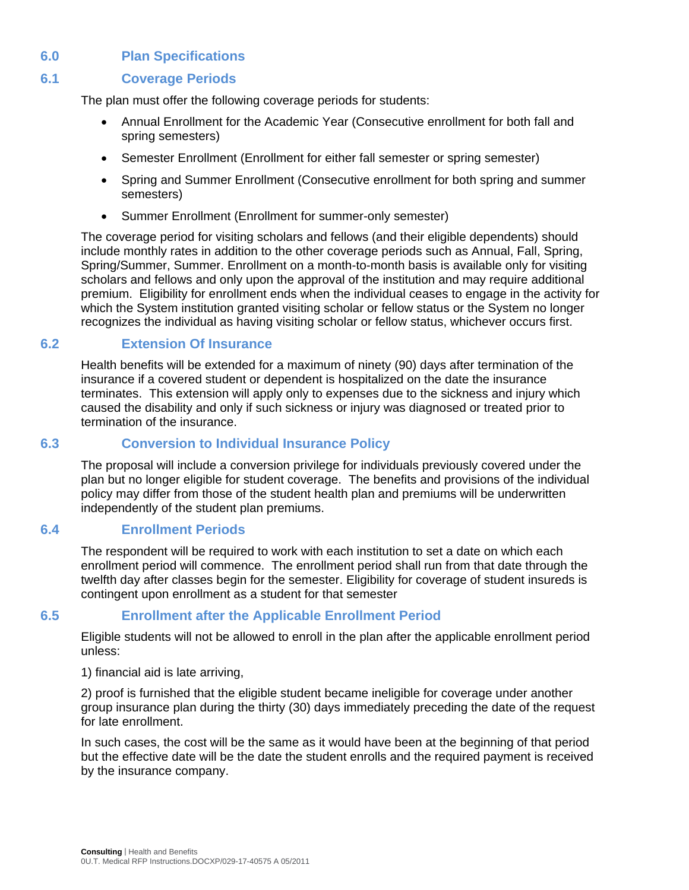## 6.0 Plan Specifications

### 6.1 Coverage Periods

The plan must offer the following coverage periods for students:

- Annual Enrollment for the Academic Year (Consecutive enrollment for both fall and spring semesters)
- Semester Enrollment (Enrollment for either fall semester or spring semester)
- Spring and Summer Enrollment (Consecutive enrollment for both spring and summer semesters)
- Summer Enrollment (Enrollment for summer-only semester)

The coverage period for visiting scholars and fellows (and their eligible dependents) should include monthly rates in addition to the other coverage periods such as Annual, Fall, Spring, Spring/Summer, Summer. Enrollment on a month-to-month basis is available only for visiting scholars and fellows and only upon the approval of the institution and may require additional premium. Eligibility for enrollment ends when the individual ceases to engage in the activity for which the System institution granted visiting scholar or fellow status or the System no longer recognizes the individual as having visiting scholar or fellow status, whichever occurs first.

### 6.2 Extension Of Insurance

Health benefits will be extended for a maximum of ninety (90) days after termination of the insurance if a covered student or dependent is hospitalized on the date the insurance terminates. This extension will apply only to expenses due to the sickness and injury which caused the disability and only if such sickness or injury was diagnosed or treated prior to termination of the insurance.

### 6.3 Conversion to Individual Insurance Policy

The proposal will include a conversion privilege for individuals previously covered under the plan but no longer eligible for student coverage. The benefits and provisions of the individual policy may differ from those of the student health plan and premiums will be underwritten independently of the student plan premiums.

### 6.4 Enrollment Periods

The respondent will be required to work with each institution to set a date on which each enrollment period will commence. The enrollment period shall run from that date through the twelfth day after classes begin for the semester. Eligibility for coverage of student insureds is contingent upon enrollment as a student for that semester

### 6.5 Enrollment after the Applicable Enrollment Period

Eligible students will not be allowed to enroll in the plan after the applicable enrollment period unless:

1) financial aid is late arriving,

2) proof is furnished that the eligible student became ineligible for coverage under another group insurance plan during the thirty (30) days immediately preceding the date of the request for late enrollment.

In such cases, the cost will be the same as it would have been at the beginning of that period but the effective date will be the date the student enrolls and the required payment is received by the insurance company.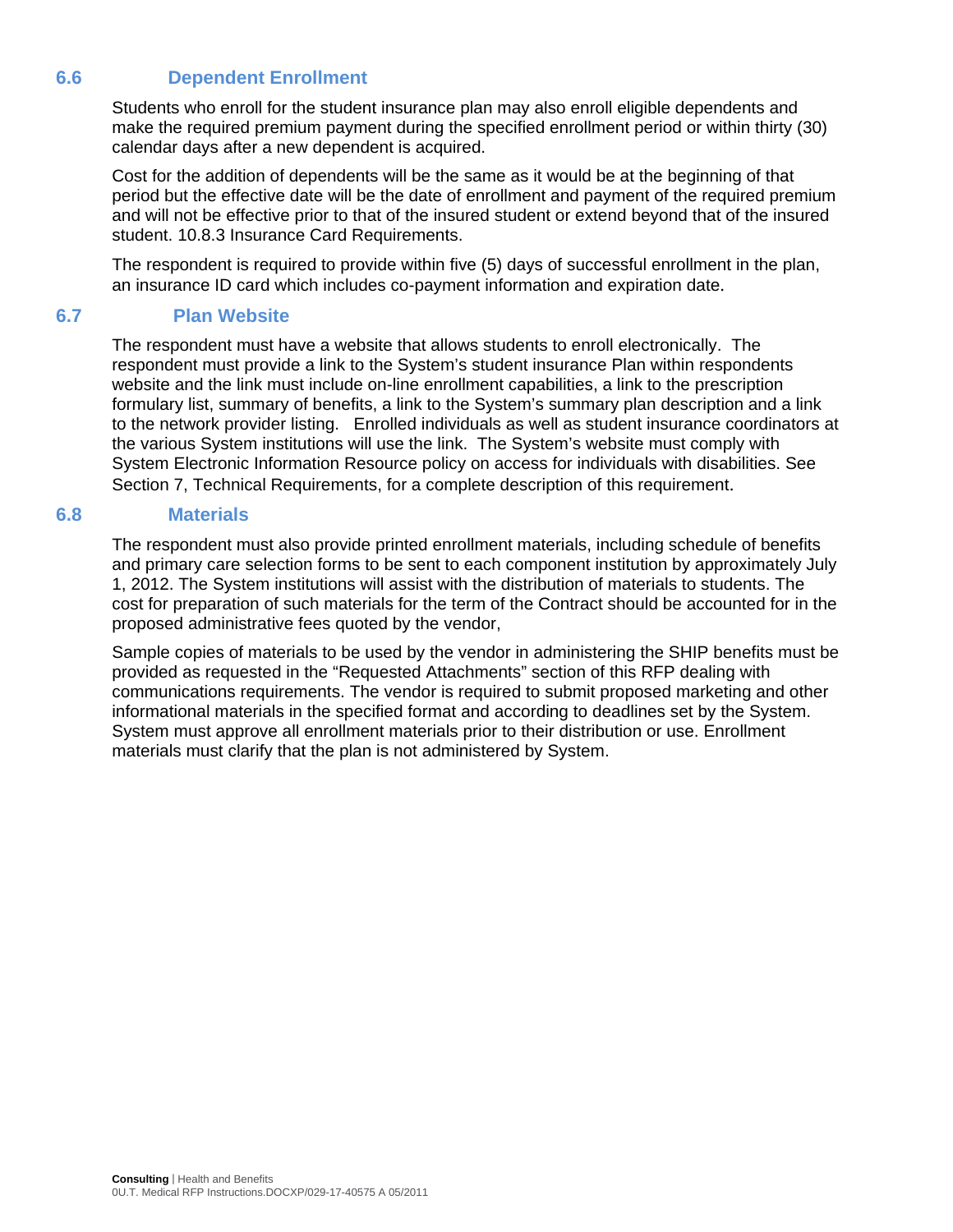## 6.6 Dependent Enrollment

Students who enroll for the student insurance plan may also enroll eligible dependents and make the required premium payment during the specified enrollment period or within thirty (30) calendar days after a new dependent is acquired.

Cost for the addition of dependents will be the same as it would be at the beginning of that period but the effective date will be the date of enrollment and payment of the required premium and will not be effective prior to that of the insured student or extend beyond that of the insured student. 10.8.3 Insurance Card Requirements.

The respondent is required to provide within five (5) days of successful enrollment in the plan, an insurance ID card which includes co-payment information and expiration date.

## 6.7 Plan Website

The respondent must have a website that allows students to enroll electronically. The respondent must provide a link to the System's student insurance Plan within respondents website and the link must include on-line enrollment capabilities, a link to the prescription formulary list, summary of benefits, a link to the System's summary plan description and a link to the network provider listing. Enrolled individuals as well as student insurance coordinators at the various System institutions will use the link. The System's website must comply with System Electronic Information Resource policy on access for individuals with disabilities. See Section 7, Technical Requirements, for a complete description of this requirement.

## 6.8 Materials

The respondent must also provide printed enrollment materials, including schedule of benefits and primary care selection forms to be sent to each component institution by approximately July 1, 2012. The System institutions will assist with the distribution of materials to students. The cost for preparation of such materials for the term of the Contract should be accounted for in the proposed administrative fees quoted by the vendor,

Sample copies of materials to be used by the vendor in administering the SHIP benefits must be provided as requested in the "Requested Attachments" section of this RFP dealing with communications requirements. The vendor is required to submit proposed marketing and other informational materials in the specified format and according to deadlines set by the System. System must approve all enrollment materials prior to their distribution or use. Enrollment materials must clarify that the plan is not administered by System.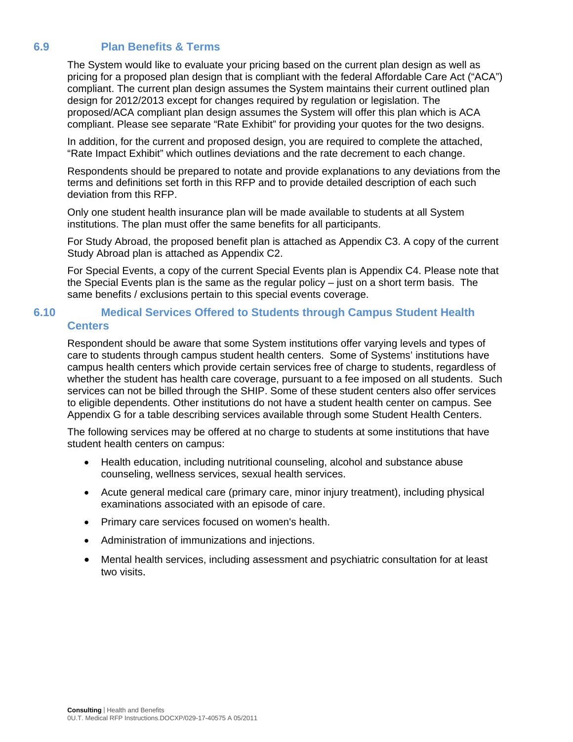## 6.9 Plan Benefits & Terms

The System would like to evaluate your pricing based on the current plan design as well as pricing for a proposed plan design that is compliant with the federal Affordable Care Act ("ACA") compliant. The current plan design assumes the System maintains their current outlined plan design for 2012/2013 except for changes required by regulation or legislation. The proposed/ACA compliant plan design assumes the System will offer this plan which is ACA compliant. Please see separate "Rate Exhibit" for providing your quotes for the two designs.

In addition, for the current and proposed design, you are required to complete the attached, "Rate Impact Exhibit" which outlines deviations and the rate decrement to each change.

Respondents should be prepared to notate and provide explanations to any deviations from the terms and definitions set forth in this RFP and to provide detailed description of each such deviation from this RFP.

Only one student health insurance plan will be made available to students at all System institutions. The plan must offer the same benefits for all participants.

For Study Abroad, the proposed benefit plan is attached as Appendix C3. A copy of the current Study Abroad plan is attached as Appendix C2.

For Special Events, a copy of the current Special Events plan is Appendix C4. Please note that the Special Events plan is the same as the regular policy – just on a short term basis. The same benefits / exclusions pertain to this special events coverage.

## 6.10 Medical Services Offered to Students through Campus Student Health Centers

Respondent should be aware that some System institutions offer varying levels and types of care to students through campus student health centers. Some of Systems' institutions have campus health centers which provide certain services free of charge to students, regardless of whether the student has health care coverage, pursuant to a fee imposed on all students. Such services can not be billed through the SHIP. Some of these student centers also offer services to eligible dependents. Other institutions do not have a student health center on campus. See Appendix G for a table describing services available through some Student Health Centers.

The following services may be offered at no charge to students at some institutions that have student health centers on campus:

- Health education, including nutritional counseling, alcohol and substance abuse counseling, wellness services, sexual health services.
- Acute general medical care (primary care, minor injury treatment), including physical examinations associated with an episode of care.
- Primary care services focused on women's health.
- Administration of immunizations and injections.
- Mental health services, including assessment and psychiatric consultation for at least two visits.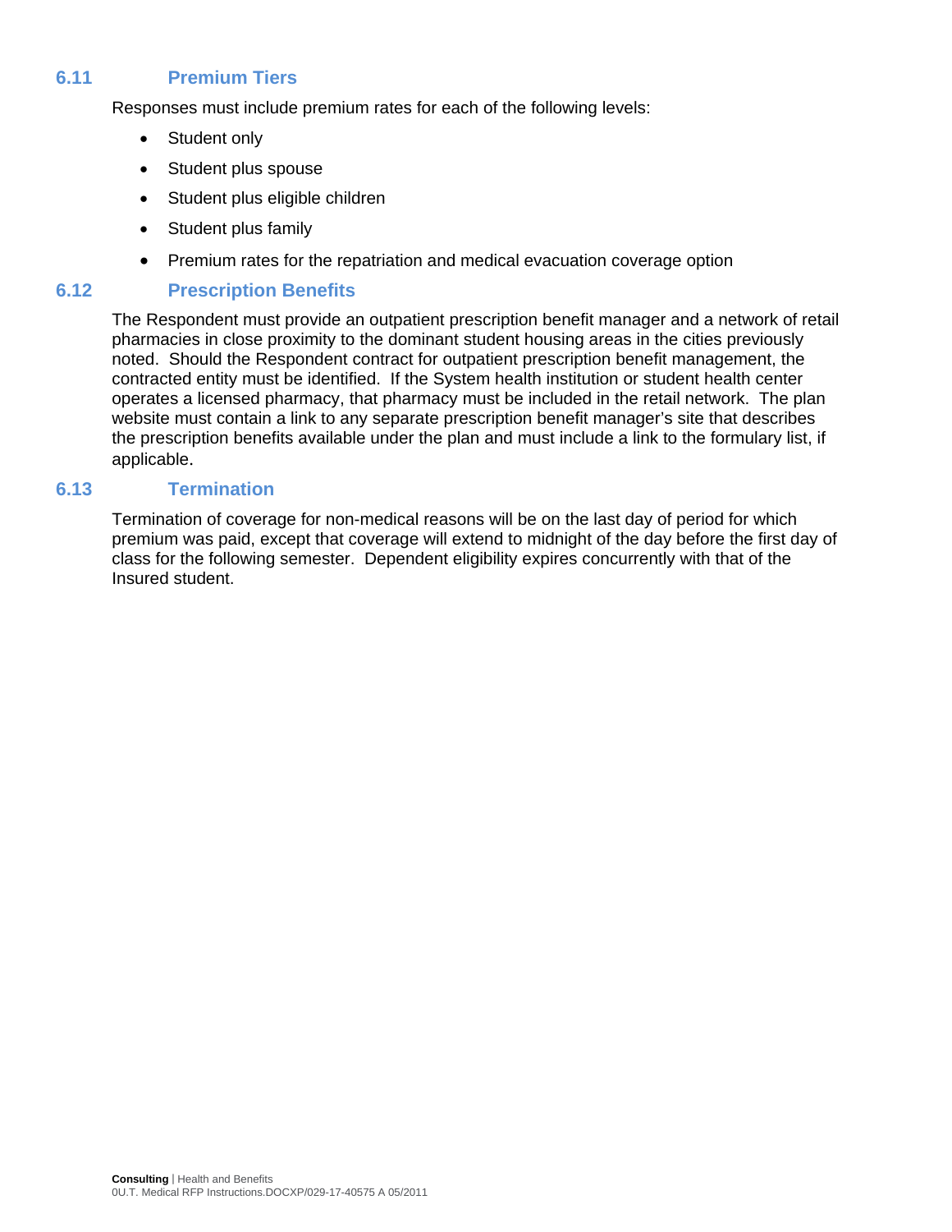### 6.11 Premium Tiers

Responses must include premium rates for each of the following levels:

- Student only
- Student plus spouse
- Student plus eligible children
- Student plus family
- Premium rates for the repatriation and medical evacuation coverage option

### 6.12 Prescription Benefits

The Respondent must provide an outpatient prescription benefit manager and a network of retail pharmacies in close proximity to the dominant student housing areas in the cities previously noted. Should the Respondent contract for outpatient prescription benefit management, the contracted entity must be identified. If the System health institution or student health center operates a licensed pharmacy, that pharmacy must be included in the retail network. The plan website must contain a link to any separate prescription benefit manager's site that describes the prescription benefits available under the plan and must include a link to the formulary list, if applicable.

### 6.13 Termination

Termination of coverage for non-medical reasons will be on the last day of period for which premium was paid, except that coverage will extend to midnight of the day before the first day of class for the following semester. Dependent eligibility expires concurrently with that of the Insured student.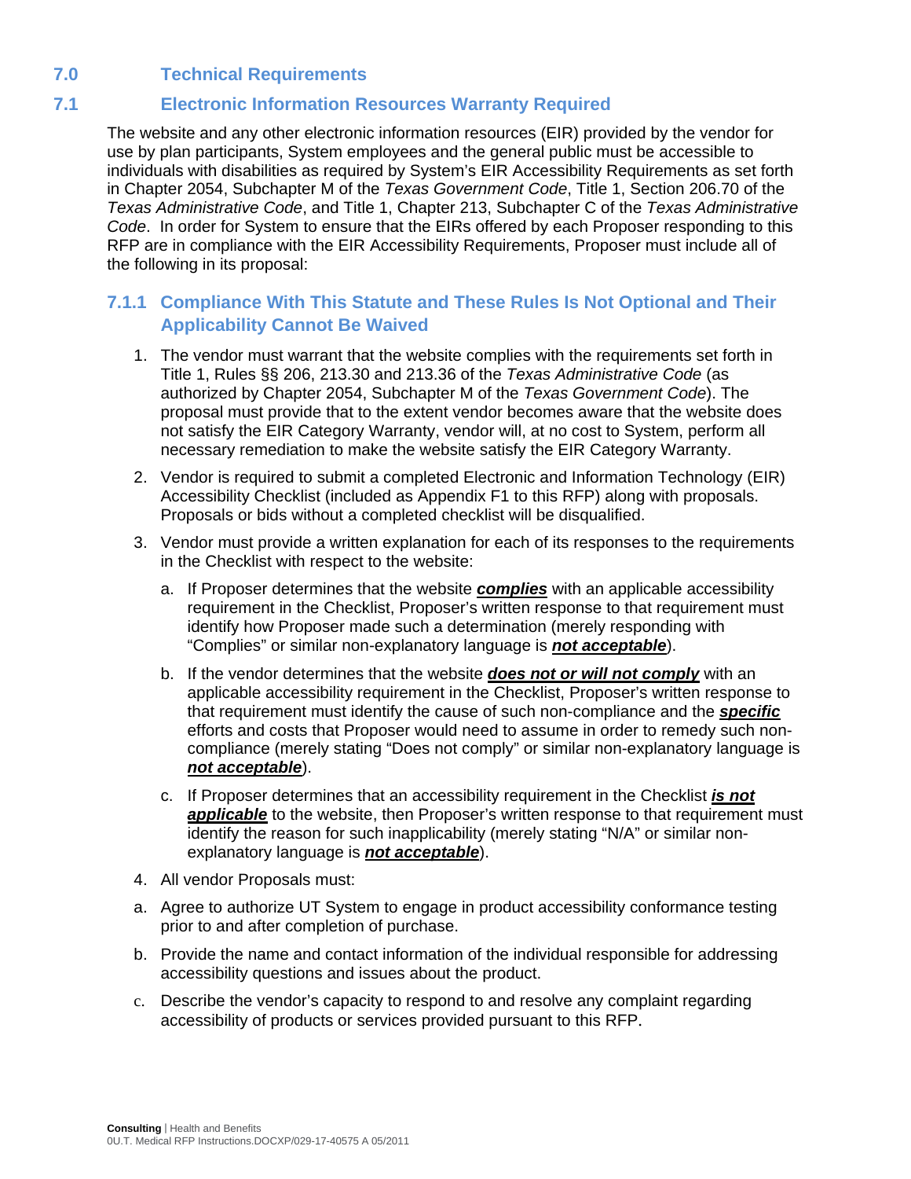## 7.0 Technical Requirements

## 7.1 Electronic Information Resources Warranty Required

The website and any other electronic information resources (EIR) provided by the vendor for use by plan participants, System employees and the general public must be accessible to individuals with disabilities as required by System's EIR Accessibility Requirements as set forth in Chapter 2054, Subchapter M of the *Texas Government Code*, Title 1, Section 206.70 of the *Texas Administrative Code*, and Title 1, Chapter 213, Subchapter C of the *Texas Administrative Code*. In order for System to ensure that the EIRs offered by each Proposer responding to this RFP are in compliance with the EIR Accessibility Requirements, Proposer must include all of the following in its proposal:

### 7.1.1 Compliance With This Statute and These Rules Is Not Optional and Their Applicability Cannot Be Waived

1. The vendor must warrant that the website complies with the requirements set forth in Title 1, Rules §§ 206, 213.30 and 213.36 of the *Texas Administrative Code* (as authorized by Chapter 2054, Subchapter M of the *Texas Government Code*). The proposal must provide that to the extent vendor becomes aware that the website does not satisfy the EIR Category Warranty, vendor will, at no cost to System, perform all necessary remediation to make the website satisfy the EIR Category Warranty.
2. Vendor is required to submit a completed Electronic and Information Technology (EIR) Accessibility Checklist (included as Appendix F1 to this RFP) along with proposals. Proposals or bids without a completed checklist will be disqualified.
3. Vendor must provide a written explanation for each of its responses to the requirements in the Checklist with respect to the website:
   a. If Proposer determines that the website ***complies*** with an applicable accessibility requirement in the Checklist, Proposer's written response to that requirement must identify how Proposer made such a determination (merely responding with "Complies" or similar non-explanatory language is ***not acceptable***).
   b. If the vendor determines that the website ***does not or will not comply*** with an applicable accessibility requirement in the Checklist, Proposer's written response to that requirement must identify the cause of such non-compliance and the ***specific*** efforts and costs that Proposer would need to assume in order to remedy such non-compliance (merely stating "Does not comply" or similar non-explanatory language is ***not acceptable***).
   c. If Proposer determines that an accessibility requirement in the Checklist ***is not applicable*** to the website, then Proposer's written response to that requirement must identify the reason for such inapplicability (merely stating "N/A" or similar non-explanatory language is ***not acceptable***).
4. All vendor Proposals must:

a. Agree to authorize UT System to engage in product accessibility conformance testing prior to and after completion of purchase.

b. Provide the name and contact information of the individual responsible for addressing accessibility questions and issues about the product.

c. Describe the vendor's capacity to respond to and resolve any complaint regarding accessibility of products or services provided pursuant to this RFP.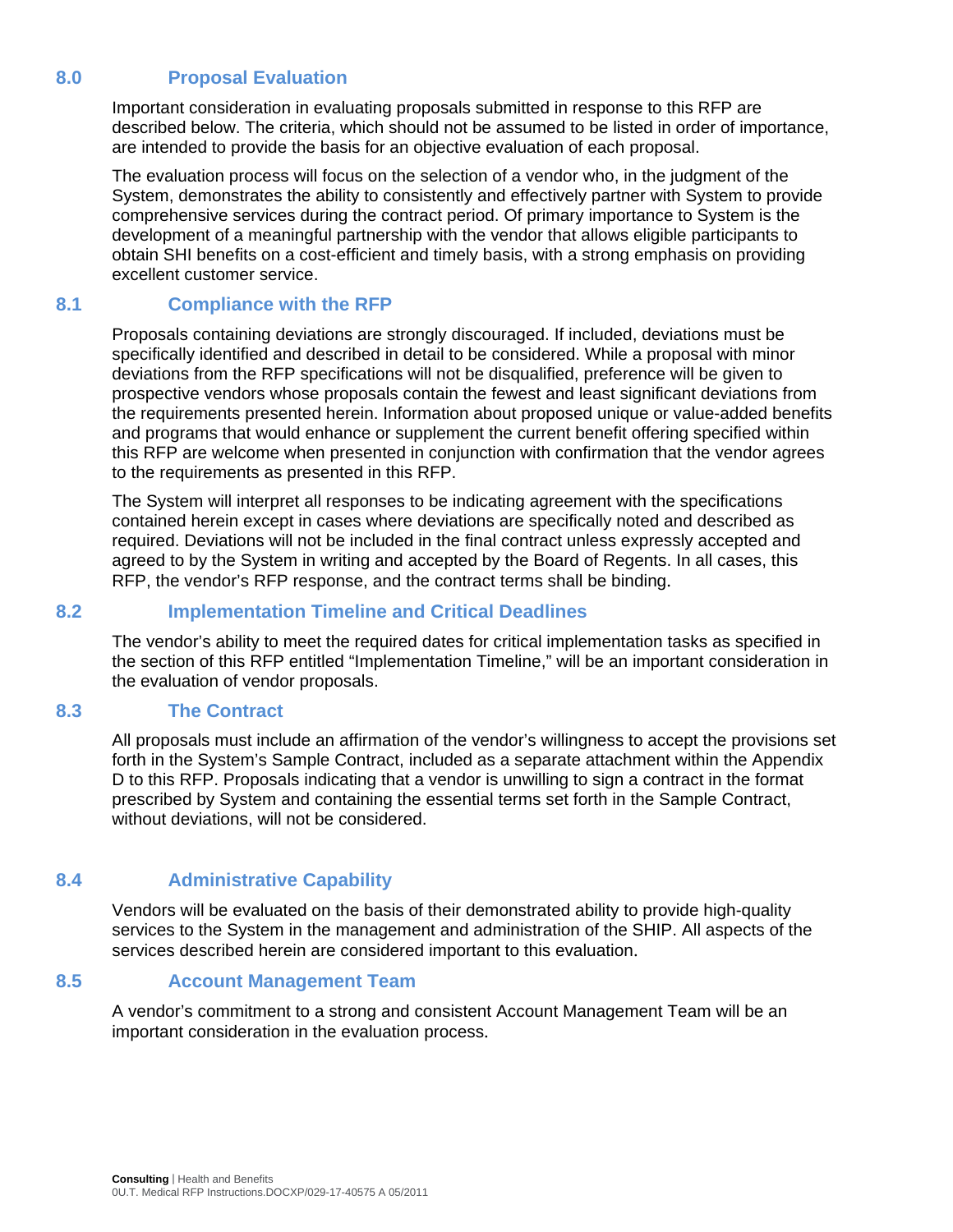## 8.0 Proposal Evaluation

Important consideration in evaluating proposals submitted in response to this RFP are described below. The criteria, which should not be assumed to be listed in order of importance, are intended to provide the basis for an objective evaluation of each proposal.

The evaluation process will focus on the selection of a vendor who, in the judgment of the System, demonstrates the ability to consistently and effectively partner with System to provide comprehensive services during the contract period. Of primary importance to System is the development of a meaningful partnership with the vendor that allows eligible participants to obtain SHI benefits on a cost-efficient and timely basis, with a strong emphasis on providing excellent customer service.

### 8.1 Compliance with the RFP

Proposals containing deviations are strongly discouraged. If included, deviations must be specifically identified and described in detail to be considered. While a proposal with minor deviations from the RFP specifications will not be disqualified, preference will be given to prospective vendors whose proposals contain the fewest and least significant deviations from the requirements presented herein. Information about proposed unique or value-added benefits and programs that would enhance or supplement the current benefit offering specified within this RFP are welcome when presented in conjunction with confirmation that the vendor agrees to the requirements as presented in this RFP.

The System will interpret all responses to be indicating agreement with the specifications contained herein except in cases where deviations are specifically noted and described as required. Deviations will not be included in the final contract unless expressly accepted and agreed to by the System in writing and accepted by the Board of Regents. In all cases, this RFP, the vendor's RFP response, and the contract terms shall be binding.

### 8.2 Implementation Timeline and Critical Deadlines

The vendor's ability to meet the required dates for critical implementation tasks as specified in the section of this RFP entitled "Implementation Timeline," will be an important consideration in the evaluation of vendor proposals.

### 8.3 The Contract

All proposals must include an affirmation of the vendor's willingness to accept the provisions set forth in the System's Sample Contract, included as a separate attachment within the Appendix D to this RFP. Proposals indicating that a vendor is unwilling to sign a contract in the format prescribed by System and containing the essential terms set forth in the Sample Contract, without deviations, will not be considered.

### 8.4 Administrative Capability

Vendors will be evaluated on the basis of their demonstrated ability to provide high-quality services to the System in the management and administration of the SHIP. All aspects of the services described herein are considered important to this evaluation.

### 8.5 Account Management Team

A vendor's commitment to a strong and consistent Account Management Team will be an important consideration in the evaluation process.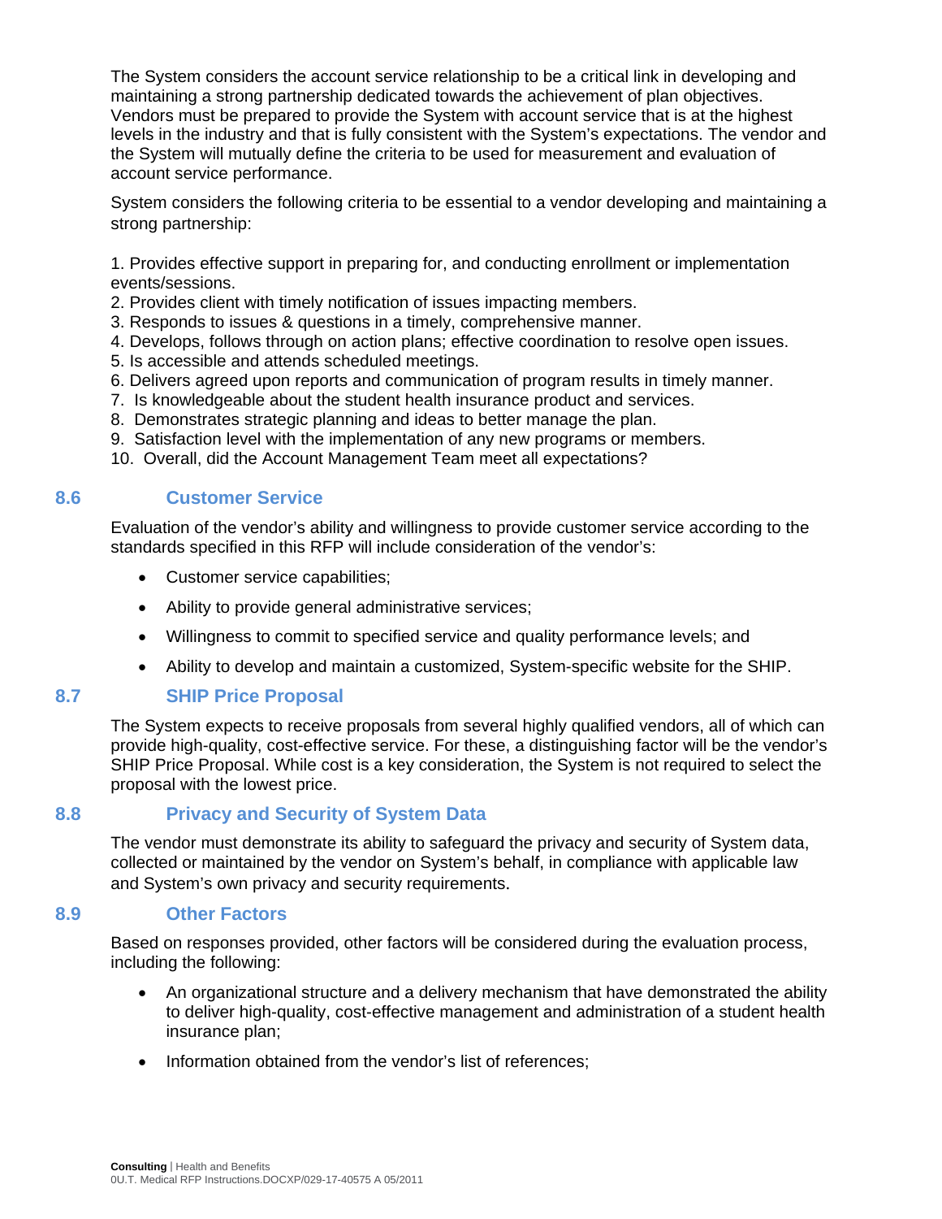The System considers the account service relationship to be a critical link in developing and maintaining a strong partnership dedicated towards the achievement of plan objectives. Vendors must be prepared to provide the System with account service that is at the highest levels in the industry and that is fully consistent with the System's expectations. The vendor and the System will mutually define the criteria to be used for measurement and evaluation of account service performance.

System considers the following criteria to be essential to a vendor developing and maintaining a strong partnership:

1. Provides effective support in preparing for, and conducting enrollment or implementation events/sessions.
2. Provides client with timely notification of issues impacting members.
3. Responds to issues & questions in a timely, comprehensive manner.
4. Develops, follows through on action plans; effective coordination to resolve open issues.
5. Is accessible and attends scheduled meetings.
6. Delivers agreed upon reports and communication of program results in timely manner.
7. Is knowledgeable about the student health insurance product and services.
8. Demonstrates strategic planning and ideas to better manage the plan.
9. Satisfaction level with the implementation of any new programs or members.
10. Overall, did the Account Management Team meet all expectations?

## 8.6 Customer Service

Evaluation of the vendor's ability and willingness to provide customer service according to the standards specified in this RFP will include consideration of the vendor's:

- Customer service capabilities;
- Ability to provide general administrative services;
- Willingness to commit to specified service and quality performance levels; and
- Ability to develop and maintain a customized, System-specific website for the SHIP.

## 8.7 SHIP Price Proposal

The System expects to receive proposals from several highly qualified vendors, all of which can provide high-quality, cost-effective service. For these, a distinguishing factor will be the vendor's SHIP Price Proposal. While cost is a key consideration, the System is not required to select the proposal with the lowest price.

## 8.8 Privacy and Security of System Data

The vendor must demonstrate its ability to safeguard the privacy and security of System data, collected or maintained by the vendor on System's behalf, in compliance with applicable law and System's own privacy and security requirements.

## 8.9 Other Factors

Based on responses provided, other factors will be considered during the evaluation process, including the following:

- An organizational structure and a delivery mechanism that have demonstrated the ability to deliver high-quality, cost-effective management and administration of a student health insurance plan;
- Information obtained from the vendor's list of references;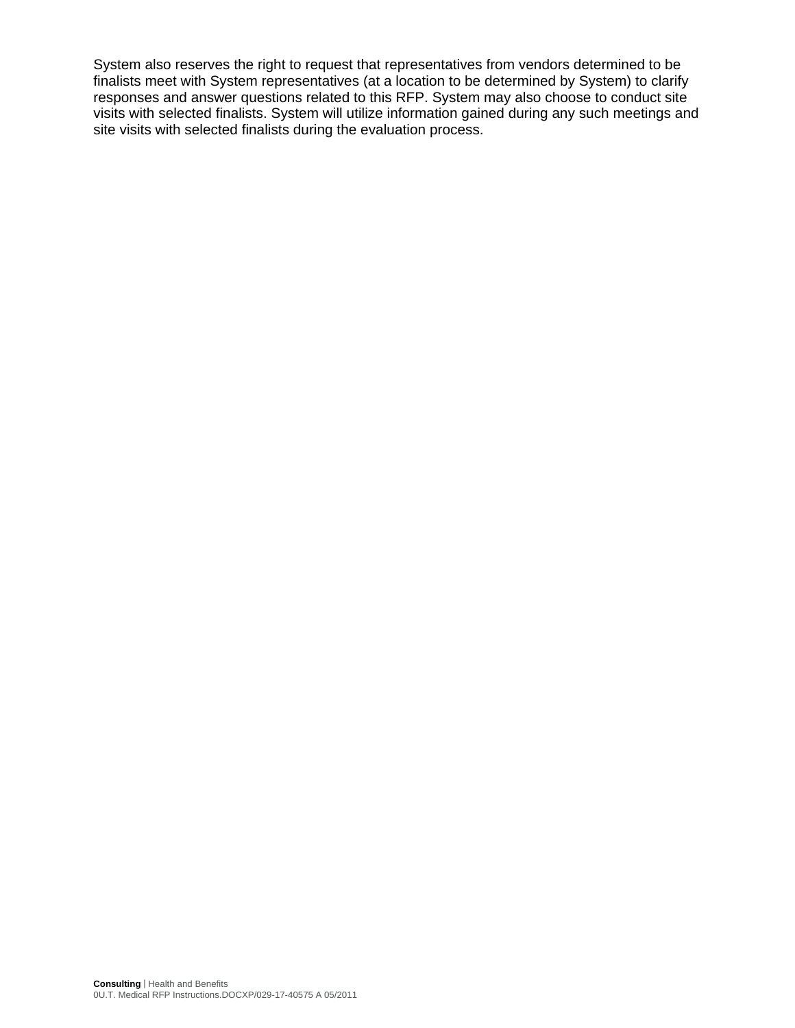System also reserves the right to request that representatives from vendors determined to be finalists meet with System representatives (at a location to be determined by System) to clarify responses and answer questions related to this RFP. System may also choose to conduct site visits with selected finalists. System will utilize information gained during any such meetings and site visits with selected finalists during the evaluation process.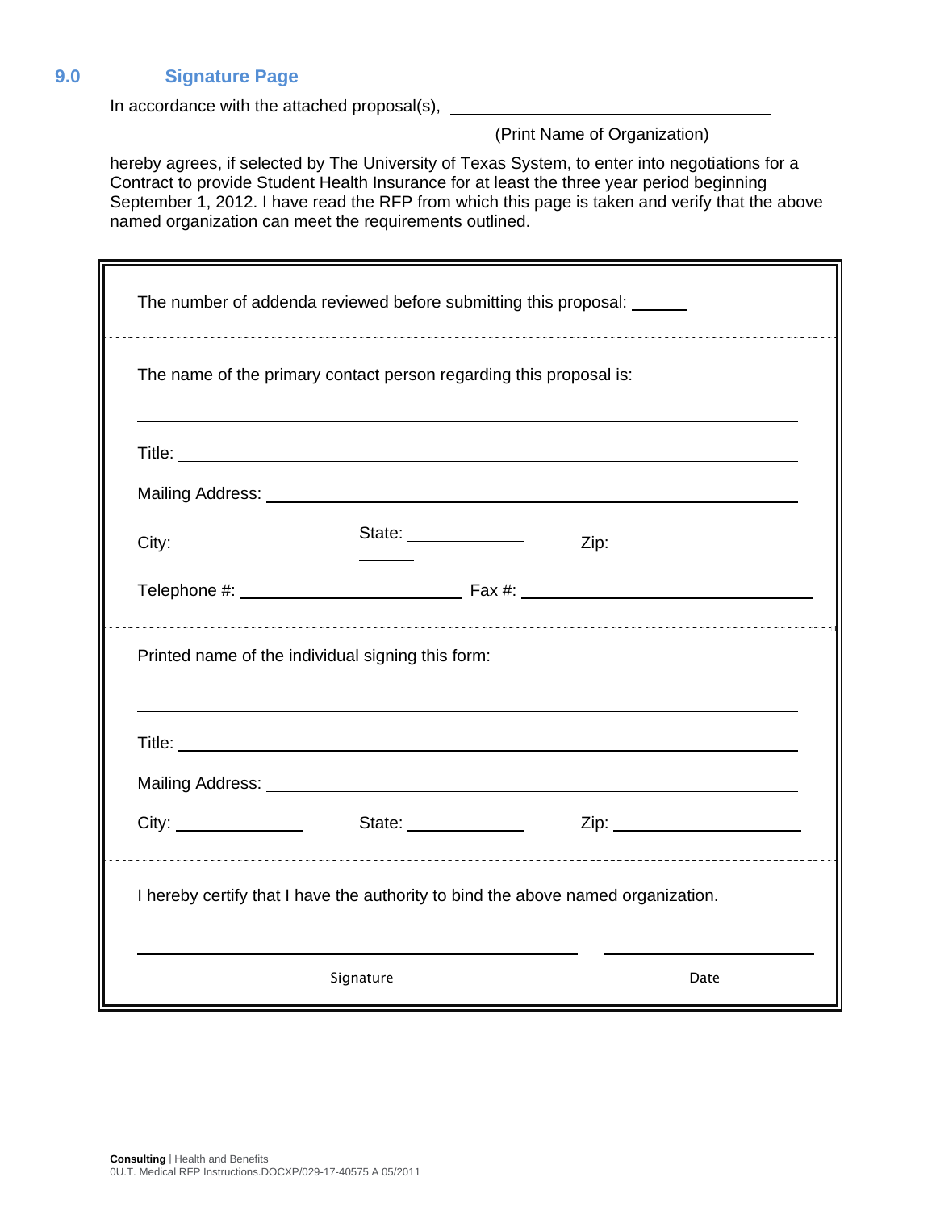## 9.0 Signature Page

In accordance with the attached proposal(s), ___________________________________

(Print Name of Organization)

hereby agrees, if selected by The University of Texas System, to enter into negotiations for a Contract to provide Student Health Insurance for at least the three year period beginning September 1, 2012. I have read the RFP from which this page is taken and verify that the above named organization can meet the requirements outlined.

---

The number of addenda reviewed before submitting this proposal: ______

---

The name of the primary contact person regarding this proposal is:

_______________________________________________________________

Title: _______________________________________________________________

Mailing Address: _______________________________________________________

City: ______________ State: ____________ Zip: ____________________

Telephone #: ______________________ Fax #: ______________________________

---

Printed name of the individual signing this form:

_______________________________________________________________

Title: _______________________________________________________________

Mailing Address: _______________________________________________________

City: ______________ State: ____________ Zip: ____________________

---

I hereby certify that I have the authority to bind the above named organization.

_______________________________________ ____________________

Signature Date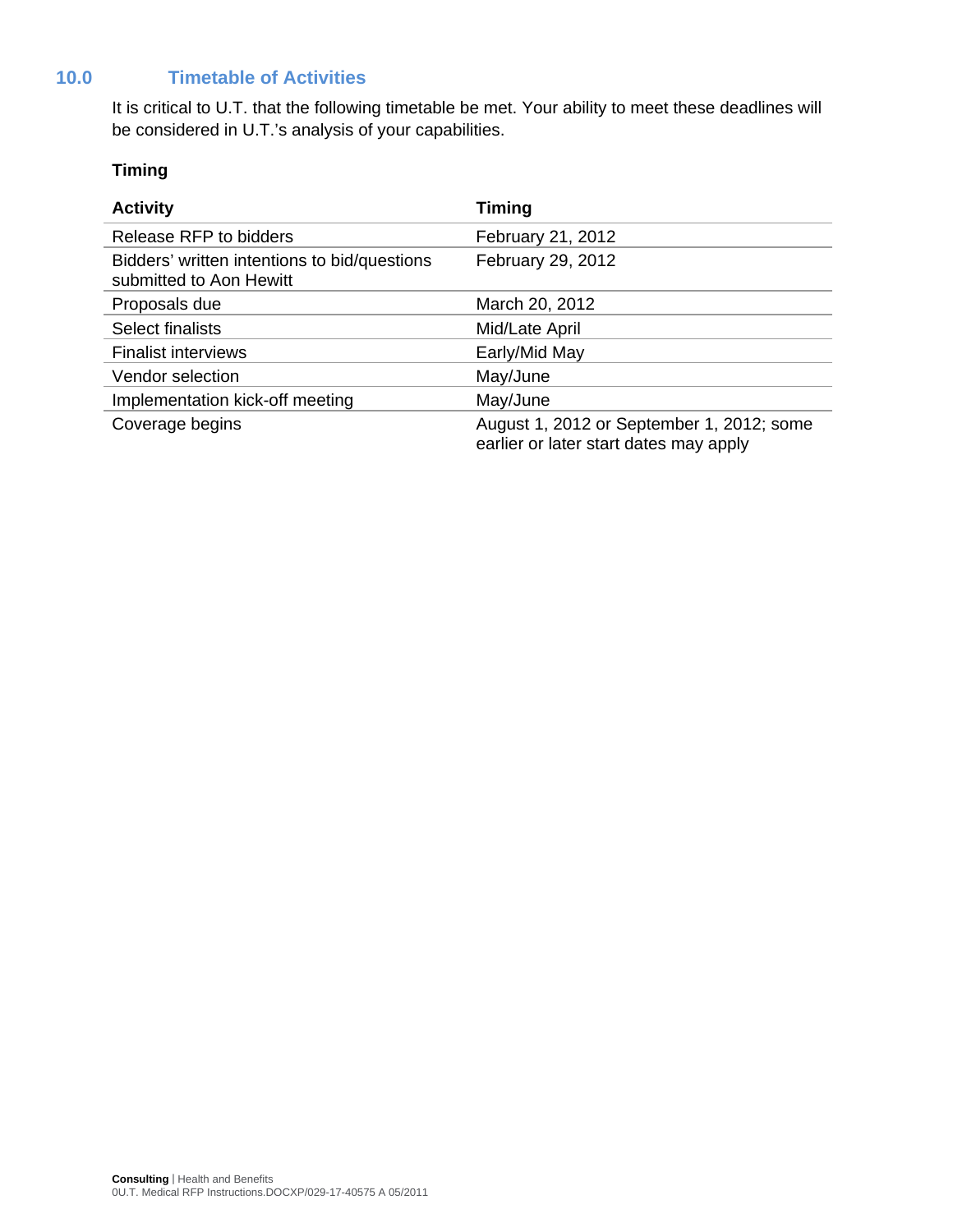## 10.0 Timetable of Activities

It is critical to U.T. that the following timetable be met. Your ability to meet these deadlines will be considered in U.T.'s analysis of your capabilities.

**Timing**

| Activity | Timing |
|---|---|
| Release RFP to bidders | February 21, 2012 |
| Bidders' written intentions to bid/questions submitted to Aon Hewitt | February 29, 2012 |
| Proposals due | March 20, 2012 |
| Select finalists | Mid/Late April |
| Finalist interviews | Early/Mid May |
| Vendor selection | May/June |
| Implementation kick-off meeting | May/June |
| Coverage begins | August 1, 2012 or September 1, 2012; some earlier or later start dates may apply |